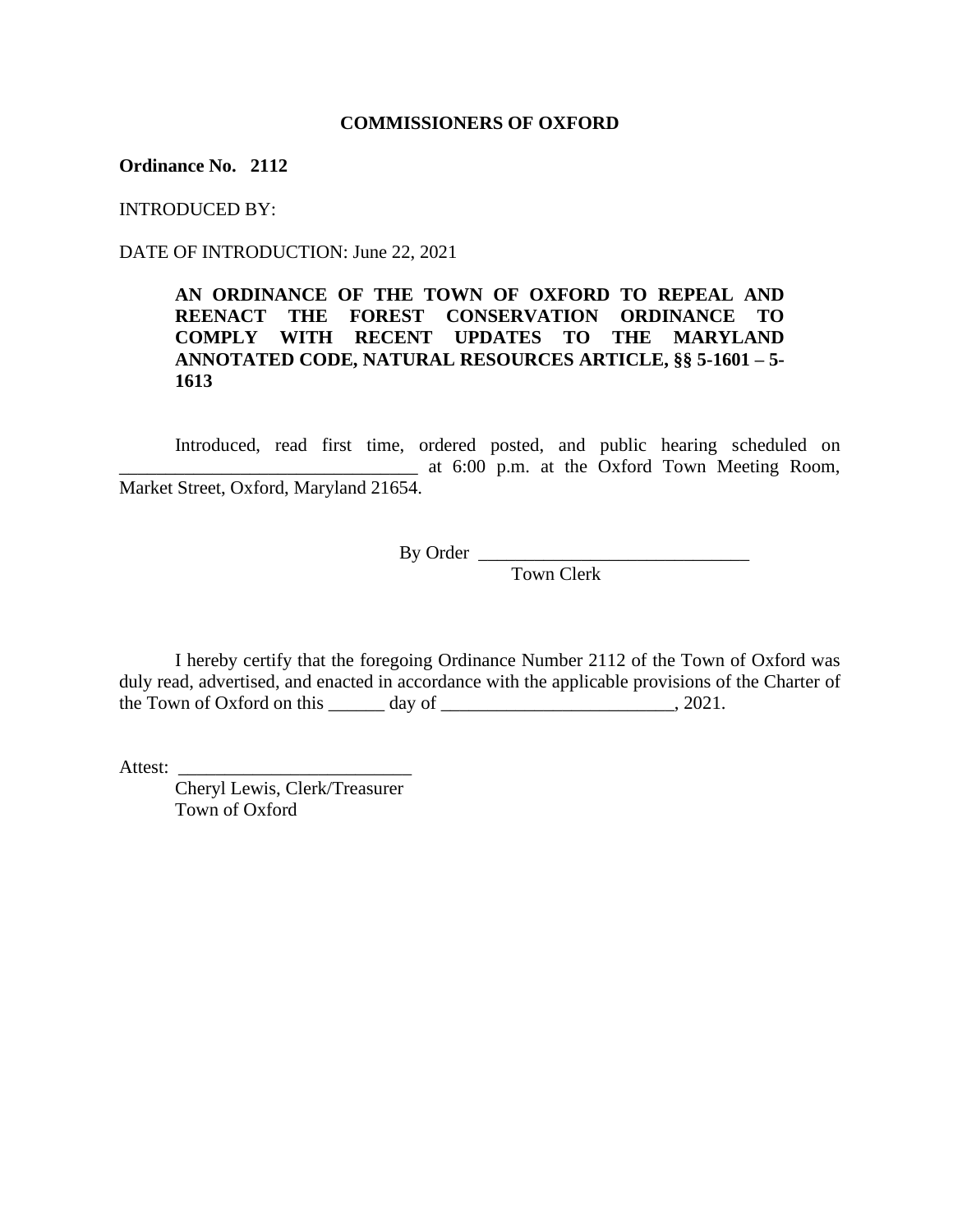**COMMISSIONERS OF OXFORD**

**Ordinance No. 2112**

INTRODUCED BY:

DATE OF INTRODUCTION: June 22, 2021

> **AN ORDINANCE OF THE TOWN OF OXFORD TO REPEAL AND REENACT THE FOREST CONSERVATION ORDINANCE TO COMPLY WITH RECENT UPDATES TO THE MARYLAND ANNOTATED CODE, NATURAL RESOURCES ARTICLE, §§ 5-1601 – 5-1613**

Introduced, read first time, ordered posted, and public hearing scheduled on ________________________________ at 6:00 p.m. at the Oxford Town Meeting Room, Market Street, Oxford, Maryland 21654.

By Order ______________________________
Town Clerk

I hereby certify that the foregoing Ordinance Number 2112 of the Town of Oxford was duly read, advertised, and enacted in accordance with the applicable provisions of the Charter of the Town of Oxford on this ______ day of _________________________, 2021.

Attest: _________________________
Cheryl Lewis, Clerk/Treasurer
Town of Oxford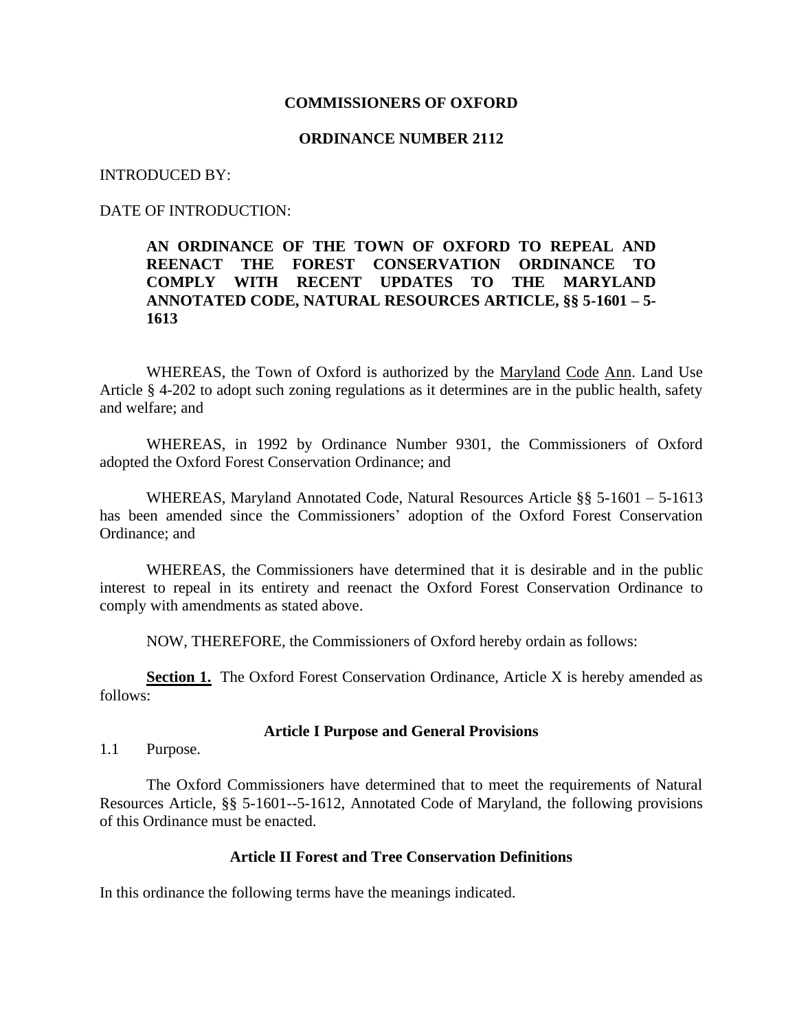**COMMISSIONERS OF OXFORD**

**ORDINANCE NUMBER 2112**

INTRODUCED BY:

DATE OF INTRODUCTION:

**AN ORDINANCE OF THE TOWN OF OXFORD TO REPEAL AND REENACT THE FOREST CONSERVATION ORDINANCE TO COMPLY WITH RECENT UPDATES TO THE MARYLAND ANNOTATED CODE, NATURAL RESOURCES ARTICLE, §§ 5-1601 – 5-1613**

WHEREAS, the Town of Oxford is authorized by the Maryland Code Ann. Land Use Article § 4-202 to adopt such zoning regulations as it determines are in the public health, safety and welfare; and

WHEREAS, in 1992 by Ordinance Number 9301, the Commissioners of Oxford adopted the Oxford Forest Conservation Ordinance; and

WHEREAS, Maryland Annotated Code, Natural Resources Article §§ 5-1601 – 5-1613 has been amended since the Commissioners' adoption of the Oxford Forest Conservation Ordinance; and

WHEREAS, the Commissioners have determined that it is desirable and in the public interest to repeal in its entirety and reenact the Oxford Forest Conservation Ordinance to comply with amendments as stated above.

NOW, THEREFORE, the Commissioners of Oxford hereby ordain as follows:

**Section 1.** The Oxford Forest Conservation Ordinance, Article X is hereby amended as follows:

**Article I Purpose and General Provisions**

1.1 Purpose.

The Oxford Commissioners have determined that to meet the requirements of Natural Resources Article, §§ 5-1601--5-1612, Annotated Code of Maryland, the following provisions of this Ordinance must be enacted.

**Article II Forest and Tree Conservation Definitions**

In this ordinance the following terms have the meanings indicated.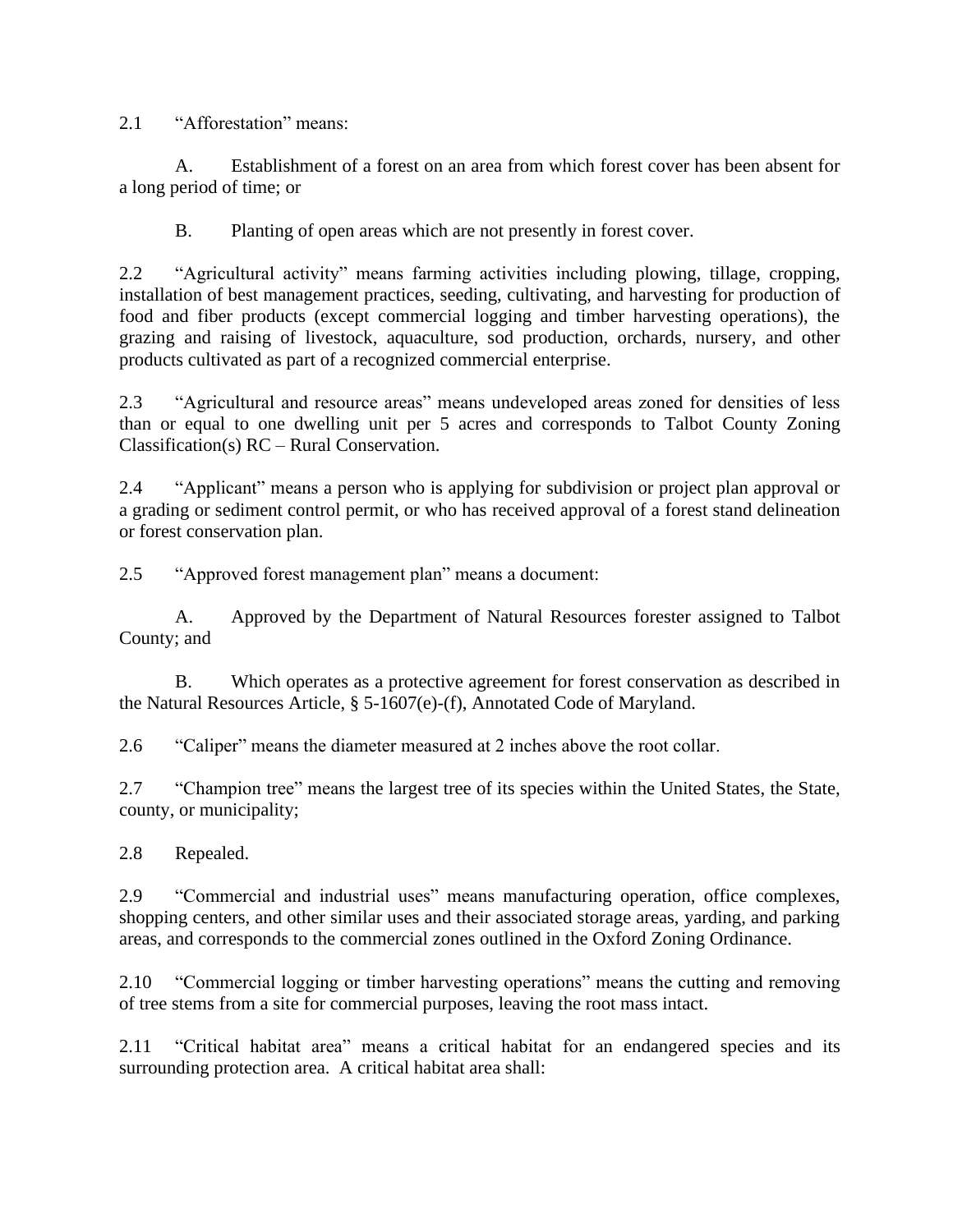2.1 “Afforestation” means:

A. Establishment of a forest on an area from which forest cover has been absent for a long period of time; or

B. Planting of open areas which are not presently in forest cover.

2.2 “Agricultural activity” means farming activities including plowing, tillage, cropping, installation of best management practices, seeding, cultivating, and harvesting for production of food and fiber products (except commercial logging and timber harvesting operations), the grazing and raising of livestock, aquaculture, sod production, orchards, nursery, and other products cultivated as part of a recognized commercial enterprise.

2.3 “Agricultural and resource areas” means undeveloped areas zoned for densities of less than or equal to one dwelling unit per 5 acres and corresponds to Talbot County Zoning Classification(s) RC – Rural Conservation.

2.4 “Applicant” means a person who is applying for subdivision or project plan approval or a grading or sediment control permit, or who has received approval of a forest stand delineation or forest conservation plan.

2.5 “Approved forest management plan” means a document:

A. Approved by the Department of Natural Resources forester assigned to Talbot County; and

B. Which operates as a protective agreement for forest conservation as described in the Natural Resources Article, § 5-1607(e)-(f), Annotated Code of Maryland.

2.6 “Caliper” means the diameter measured at 2 inches above the root collar.

2.7 “Champion tree” means the largest tree of its species within the United States, the State, county, or municipality;

2.8 Repealed.

2.9 “Commercial and industrial uses” means manufacturing operation, office complexes, shopping centers, and other similar uses and their associated storage areas, yarding, and parking areas, and corresponds to the commercial zones outlined in the Oxford Zoning Ordinance.

2.10 “Commercial logging or timber harvesting operations” means the cutting and removing of tree stems from a site for commercial purposes, leaving the root mass intact.

2.11 “Critical habitat area” means a critical habitat for an endangered species and its surrounding protection area. A critical habitat area shall: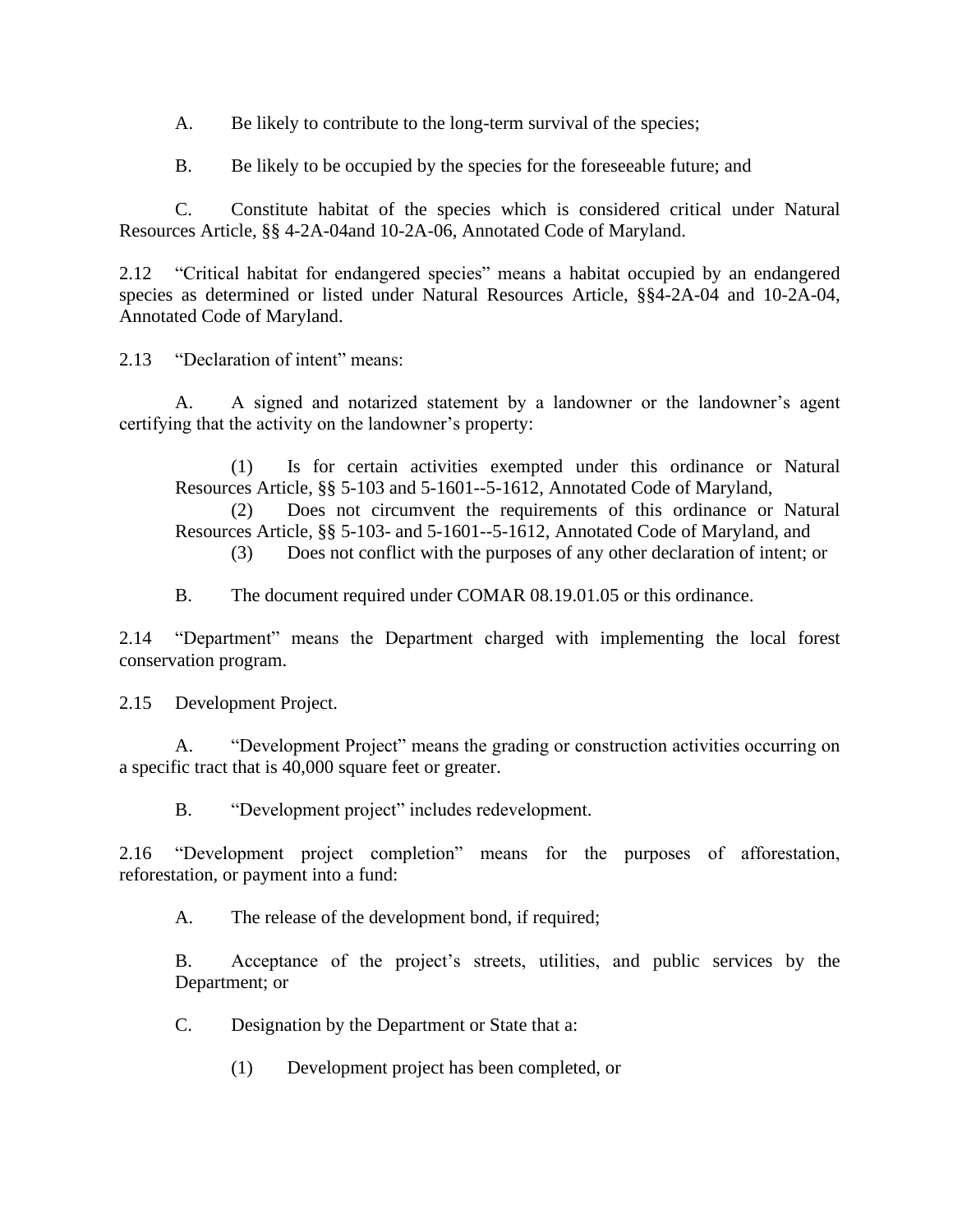A. Be likely to contribute to the long-term survival of the species;

B. Be likely to be occupied by the species for the foreseeable future; and

C. Constitute habitat of the species which is considered critical under Natural Resources Article, §§ 4-2A-04and 10-2A-06, Annotated Code of Maryland.

2.12 "Critical habitat for endangered species" means a habitat occupied by an endangered species as determined or listed under Natural Resources Article, §§4-2A-04 and 10-2A-04, Annotated Code of Maryland.

2.13 "Declaration of intent" means:

A. A signed and notarized statement by a landowner or the landowner's agent certifying that the activity on the landowner's property:

(1) Is for certain activities exempted under this ordinance or Natural Resources Article, §§ 5-103 and 5-1601--5-1612, Annotated Code of Maryland,
(2) Does not circumvent the requirements of this ordinance or Natural Resources Article, §§ 5-103- and 5-1601--5-1612, Annotated Code of Maryland, and
(3) Does not conflict with the purposes of any other declaration of intent; or

B. The document required under COMAR 08.19.01.05 or this ordinance.

2.14 "Department" means the Department charged with implementing the local forest conservation program.

2.15 Development Project.

A. "Development Project" means the grading or construction activities occurring on a specific tract that is 40,000 square feet or greater.

B. "Development project" includes redevelopment.

2.16 "Development project completion" means for the purposes of afforestation, reforestation, or payment into a fund:

A. The release of the development bond, if required;

B. Acceptance of the project's streets, utilities, and public services by the Department; or

C. Designation by the Department or State that a:

(1) Development project has been completed, or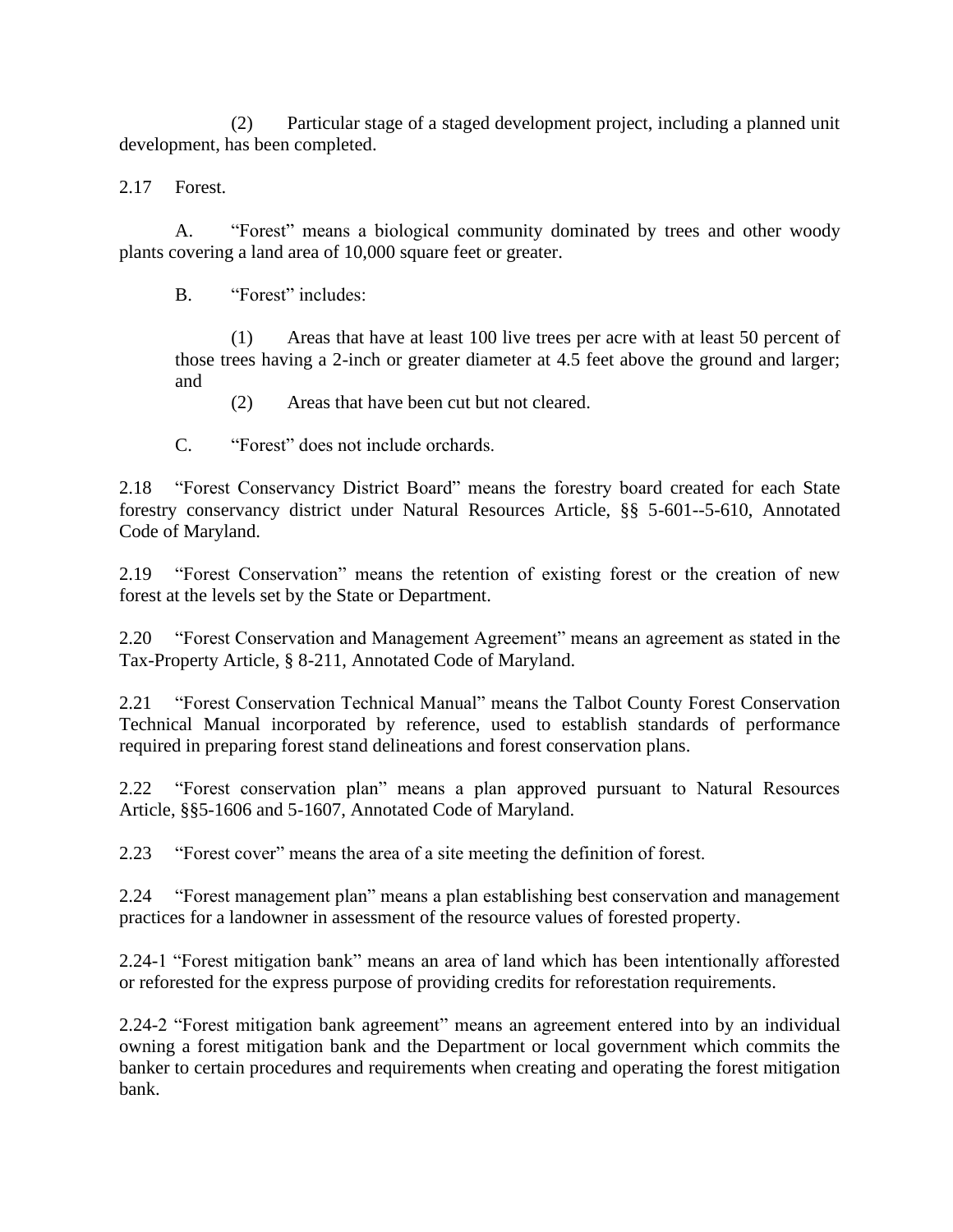(2) Particular stage of a staged development project, including a planned unit development, has been completed.

2.17 Forest.

A. "Forest" means a biological community dominated by trees and other woody plants covering a land area of 10,000 square feet or greater.

B. "Forest" includes:

(1) Areas that have at least 100 live trees per acre with at least 50 percent of those trees having a 2-inch or greater diameter at 4.5 feet above the ground and larger; and

(2) Areas that have been cut but not cleared.

C. "Forest" does not include orchards.

2.18 "Forest Conservancy District Board" means the forestry board created for each State forestry conservancy district under Natural Resources Article, §§ 5-601--5-610, Annotated Code of Maryland.

2.19 "Forest Conservation" means the retention of existing forest or the creation of new forest at the levels set by the State or Department.

2.20 "Forest Conservation and Management Agreement" means an agreement as stated in the Tax-Property Article, § 8-211, Annotated Code of Maryland.

2.21 "Forest Conservation Technical Manual" means the Talbot County Forest Conservation Technical Manual incorporated by reference, used to establish standards of performance required in preparing forest stand delineations and forest conservation plans.

2.22 "Forest conservation plan" means a plan approved pursuant to Natural Resources Article, §§5-1606 and 5-1607, Annotated Code of Maryland.

2.23 "Forest cover" means the area of a site meeting the definition of forest.

2.24 "Forest management plan" means a plan establishing best conservation and management practices for a landowner in assessment of the resource values of forested property.

2.24-1 "Forest mitigation bank" means an area of land which has been intentionally afforested or reforested for the express purpose of providing credits for reforestation requirements.

2.24-2 "Forest mitigation bank agreement" means an agreement entered into by an individual owning a forest mitigation bank and the Department or local government which commits the banker to certain procedures and requirements when creating and operating the forest mitigation bank.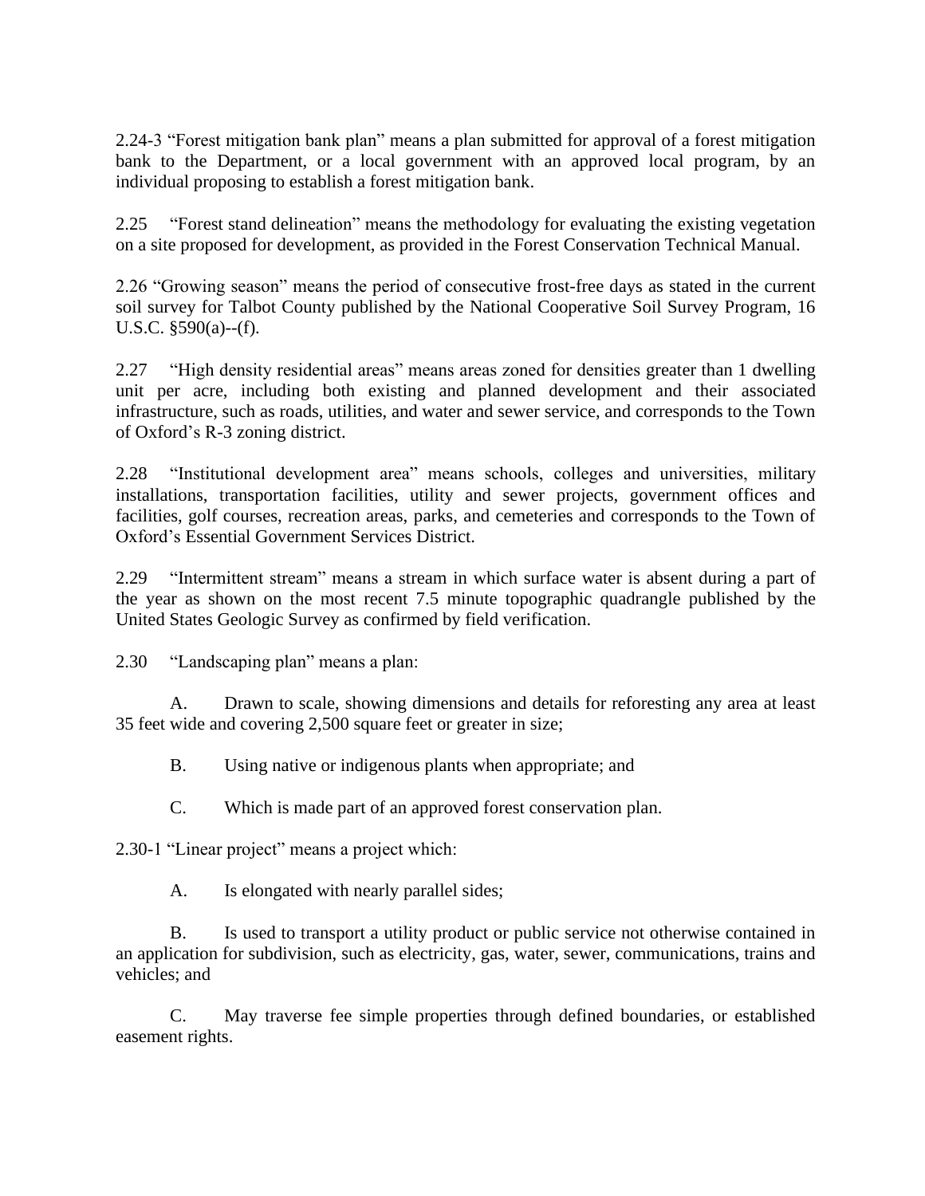2.24-3 “Forest mitigation bank plan” means a plan submitted for approval of a forest mitigation bank to the Department, or a local government with an approved local program, by an individual proposing to establish a forest mitigation bank.

2.25 “Forest stand delineation” means the methodology for evaluating the existing vegetation on a site proposed for development, as provided in the Forest Conservation Technical Manual.

2.26 “Growing season” means the period of consecutive frost-free days as stated in the current soil survey for Talbot County published by the National Cooperative Soil Survey Program, 16 U.S.C. §590(a)--(f).

2.27 “High density residential areas” means areas zoned for densities greater than 1 dwelling unit per acre, including both existing and planned development and their associated infrastructure, such as roads, utilities, and water and sewer service, and corresponds to the Town of Oxford’s R-3 zoning district.

2.28 “Institutional development area” means schools, colleges and universities, military installations, transportation facilities, utility and sewer projects, government offices and facilities, golf courses, recreation areas, parks, and cemeteries and corresponds to the Town of Oxford’s Essential Government Services District.

2.29 “Intermittent stream” means a stream in which surface water is absent during a part of the year as shown on the most recent 7.5 minute topographic quadrangle published by the United States Geologic Survey as confirmed by field verification.

2.30 “Landscaping plan” means a plan:

A. Drawn to scale, showing dimensions and details for reforesting any area at least 35 feet wide and covering 2,500 square feet or greater in size;

B. Using native or indigenous plants when appropriate; and

C. Which is made part of an approved forest conservation plan.

2.30-1 “Linear project” means a project which:

A. Is elongated with nearly parallel sides;

B. Is used to transport a utility product or public service not otherwise contained in an application for subdivision, such as electricity, gas, water, sewer, communications, trains and vehicles; and

C. May traverse fee simple properties through defined boundaries, or established easement rights.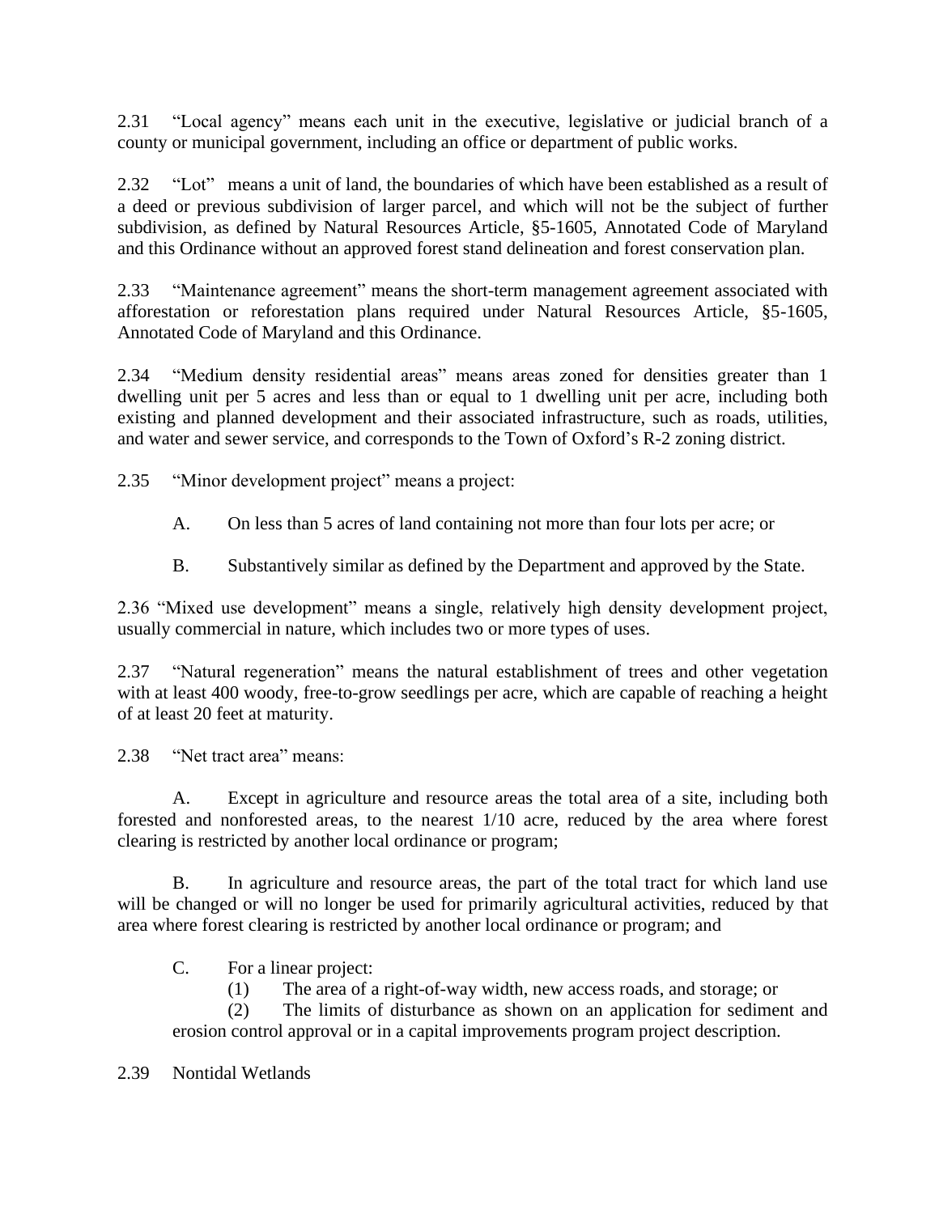2.31 “Local agency” means each unit in the executive, legislative or judicial branch of a county or municipal government, including an office or department of public works.

2.32 “Lot” means a unit of land, the boundaries of which have been established as a result of a deed or previous subdivision of larger parcel, and which will not be the subject of further subdivision, as defined by Natural Resources Article, §5-1605, Annotated Code of Maryland and this Ordinance without an approved forest stand delineation and forest conservation plan.

2.33 “Maintenance agreement” means the short-term management agreement associated with afforestation or reforestation plans required under Natural Resources Article, §5-1605, Annotated Code of Maryland and this Ordinance.

2.34 “Medium density residential areas” means areas zoned for densities greater than 1 dwelling unit per 5 acres and less than or equal to 1 dwelling unit per acre, including both existing and planned development and their associated infrastructure, such as roads, utilities, and water and sewer service, and corresponds to the Town of Oxford’s R-2 zoning district.

2.35 “Minor development project” means a project:

A. On less than 5 acres of land containing not more than four lots per acre; or

B. Substantively similar as defined by the Department and approved by the State.

2.36 “Mixed use development” means a single, relatively high density development project, usually commercial in nature, which includes two or more types of uses.

2.37 “Natural regeneration” means the natural establishment of trees and other vegetation with at least 400 woody, free-to-grow seedlings per acre, which are capable of reaching a height of at least 20 feet at maturity.

2.38 “Net tract area” means:

A. Except in agriculture and resource areas the total area of a site, including both forested and nonforested areas, to the nearest 1/10 acre, reduced by the area where forest clearing is restricted by another local ordinance or program;

B. In agriculture and resource areas, the part of the total tract for which land use will be changed or will no longer be used for primarily agricultural activities, reduced by that area where forest clearing is restricted by another local ordinance or program; and

C. For a linear project:

(1) The area of a right-of-way width, new access roads, and storage; or

(2) The limits of disturbance as shown on an application for sediment and erosion control approval or in a capital improvements program project description.

2.39 Nontidal Wetlands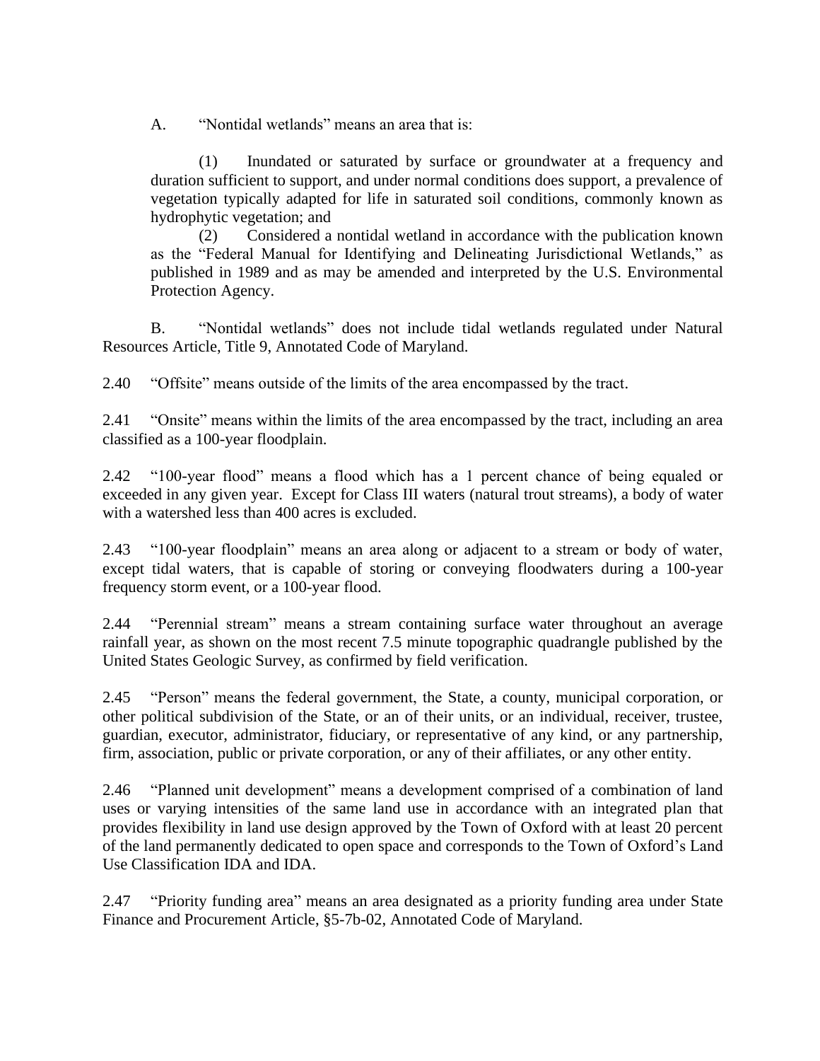A. “Nontidal wetlands” means an area that is:

> (1) Inundated or saturated by surface or groundwater at a frequency and duration sufficient to support, and under normal conditions does support, a prevalence of vegetation typically adapted for life in saturated soil conditions, commonly known as hydrophytic vegetation; and
>
> (2) Considered a nontidal wetland in accordance with the publication known as the “Federal Manual for Identifying and Delineating Jurisdictional Wetlands,” as published in 1989 and as may be amended and interpreted by the U.S. Environmental Protection Agency.

B. “Nontidal wetlands” does not include tidal wetlands regulated under Natural Resources Article, Title 9, Annotated Code of Maryland.

2.40 “Offsite” means outside of the limits of the area encompassed by the tract.

2.41 “Onsite” means within the limits of the area encompassed by the tract, including an area classified as a 100-year floodplain.

2.42 “100-year flood” means a flood which has a 1 percent chance of being equaled or exceeded in any given year. Except for Class III waters (natural trout streams), a body of water with a watershed less than 400 acres is excluded.

2.43 “100-year floodplain” means an area along or adjacent to a stream or body of water, except tidal waters, that is capable of storing or conveying floodwaters during a 100-year frequency storm event, or a 100-year flood.

2.44 “Perennial stream” means a stream containing surface water throughout an average rainfall year, as shown on the most recent 7.5 minute topographic quadrangle published by the United States Geologic Survey, as confirmed by field verification.

2.45 “Person” means the federal government, the State, a county, municipal corporation, or other political subdivision of the State, or an of their units, or an individual, receiver, trustee, guardian, executor, administrator, fiduciary, or representative of any kind, or any partnership, firm, association, public or private corporation, or any of their affiliates, or any other entity.

2.46 “Planned unit development” means a development comprised of a combination of land uses or varying intensities of the same land use in accordance with an integrated plan that provides flexibility in land use design approved by the Town of Oxford with at least 20 percent of the land permanently dedicated to open space and corresponds to the Town of Oxford’s Land Use Classification IDA and IDA.

2.47 “Priority funding area” means an area designated as a priority funding area under State Finance and Procurement Article, §5-7b-02, Annotated Code of Maryland.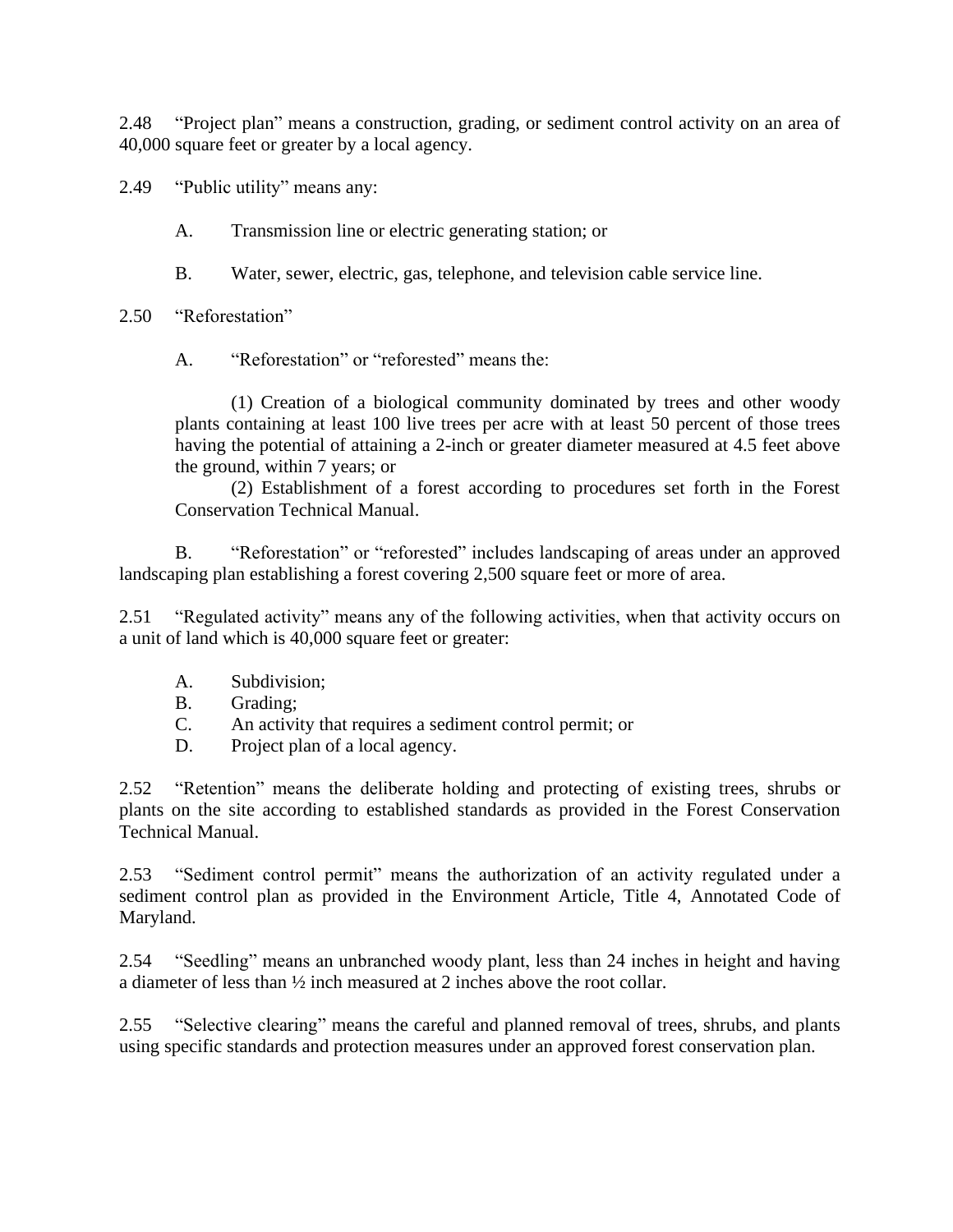2.48 "Project plan" means a construction, grading, or sediment control activity on an area of 40,000 square feet or greater by a local agency.

2.49 "Public utility" means any:

A. Transmission line or electric generating station; or

B. Water, sewer, electric, gas, telephone, and television cable service line.

2.50 "Reforestation"

A. "Reforestation" or "reforested" means the:

(1) Creation of a biological community dominated by trees and other woody plants containing at least 100 live trees per acre with at least 50 percent of those trees having the potential of attaining a 2-inch or greater diameter measured at 4.5 feet above the ground, within 7 years; or

(2) Establishment of a forest according to procedures set forth in the Forest Conservation Technical Manual.

B. "Reforestation" or "reforested" includes landscaping of areas under an approved landscaping plan establishing a forest covering 2,500 square feet or more of area.

2.51 "Regulated activity" means any of the following activities, when that activity occurs on a unit of land which is 40,000 square feet or greater:

A. Subdivision;
B. Grading;
C. An activity that requires a sediment control permit; or
D. Project plan of a local agency.

2.52 "Retention" means the deliberate holding and protecting of existing trees, shrubs or plants on the site according to established standards as provided in the Forest Conservation Technical Manual.

2.53 "Sediment control permit" means the authorization of an activity regulated under a sediment control plan as provided in the Environment Article, Title 4, Annotated Code of Maryland.

2.54 "Seedling" means an unbranched woody plant, less than 24 inches in height and having a diameter of less than ½ inch measured at 2 inches above the root collar.

2.55 "Selective clearing" means the careful and planned removal of trees, shrubs, and plants using specific standards and protection measures under an approved forest conservation plan.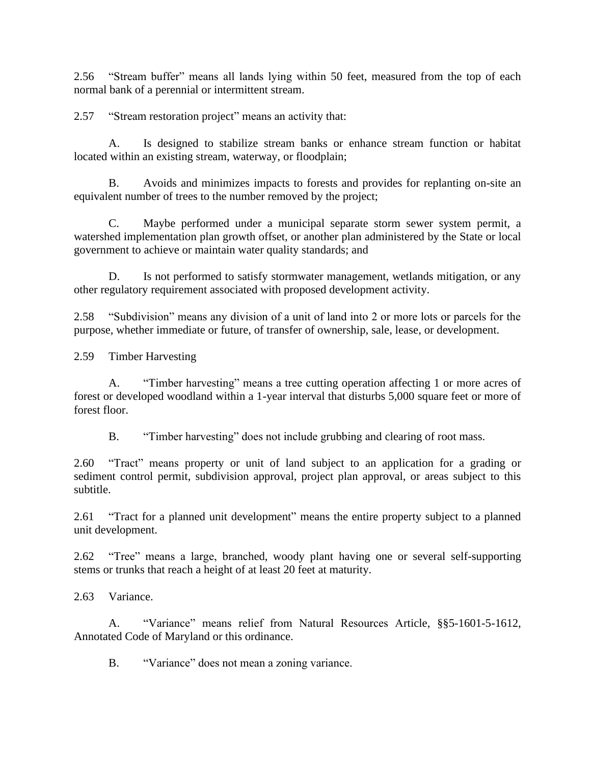2.56 “Stream buffer” means all lands lying within 50 feet, measured from the top of each normal bank of a perennial or intermittent stream.

2.57 “Stream restoration project” means an activity that:

A. Is designed to stabilize stream banks or enhance stream function or habitat located within an existing stream, waterway, or floodplain;

B. Avoids and minimizes impacts to forests and provides for replanting on-site an equivalent number of trees to the number removed by the project;

C. Maybe performed under a municipal separate storm sewer system permit, a watershed implementation plan growth offset, or another plan administered by the State or local government to achieve or maintain water quality standards; and

D. Is not performed to satisfy stormwater management, wetlands mitigation, or any other regulatory requirement associated with proposed development activity.

2.58 “Subdivision” means any division of a unit of land into 2 or more lots or parcels for the purpose, whether immediate or future, of transfer of ownership, sale, lease, or development.

2.59 Timber Harvesting

A. “Timber harvesting” means a tree cutting operation affecting 1 or more acres of forest or developed woodland within a 1-year interval that disturbs 5,000 square feet or more of forest floor.

B. “Timber harvesting” does not include grubbing and clearing of root mass.

2.60 “Tract” means property or unit of land subject to an application for a grading or sediment control permit, subdivision approval, project plan approval, or areas subject to this subtitle.

2.61 “Tract for a planned unit development” means the entire property subject to a planned unit development.

2.62 “Tree” means a large, branched, woody plant having one or several self-supporting stems or trunks that reach a height of at least 20 feet at maturity.

2.63 Variance.

A. “Variance” means relief from Natural Resources Article, §§5-1601-5-1612, Annotated Code of Maryland or this ordinance.

B. “Variance” does not mean a zoning variance.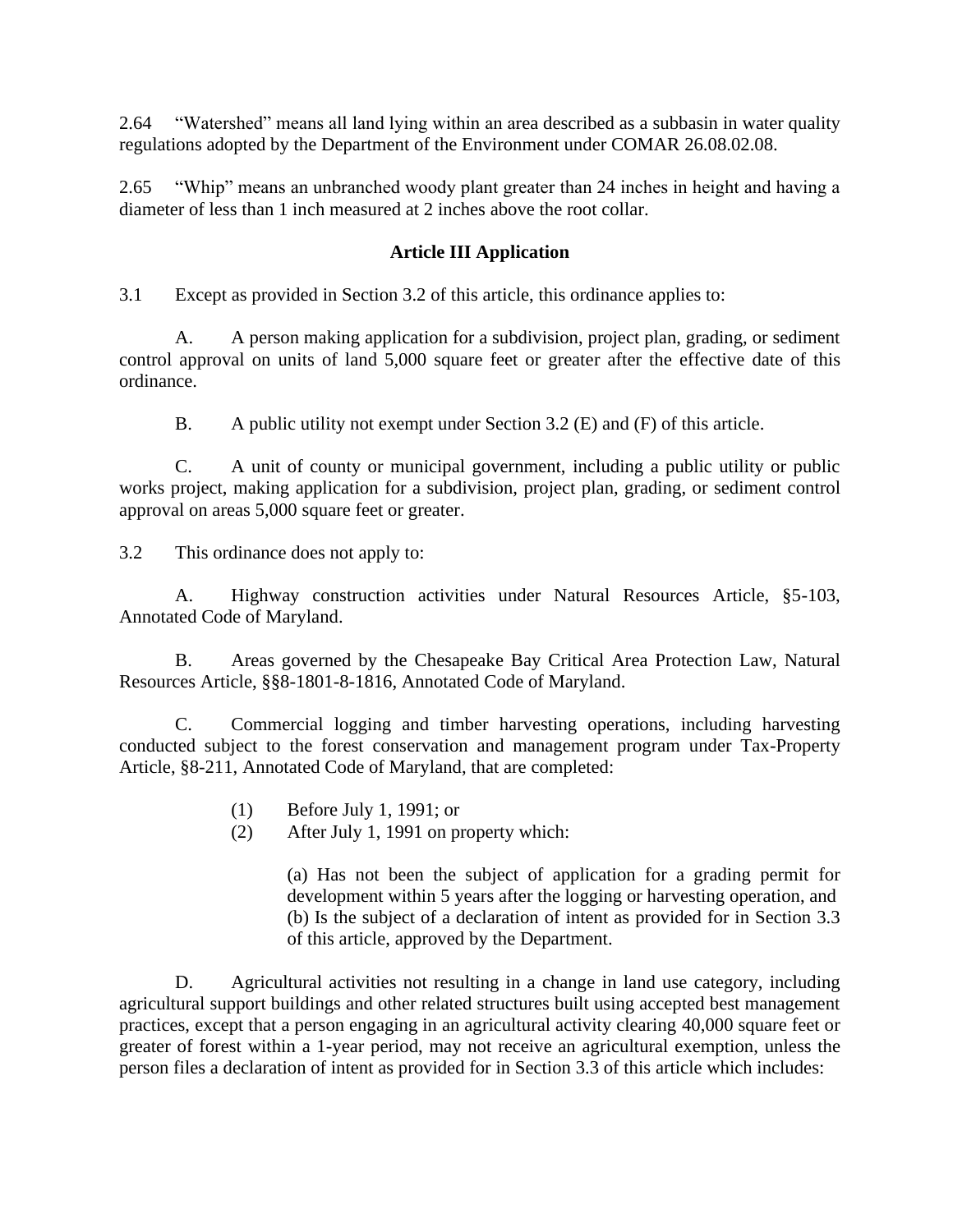2.64 “Watershed” means all land lying within an area described as a subbasin in water quality regulations adopted by the Department of the Environment under COMAR 26.08.02.08.

2.65 “Whip” means an unbranched woody plant greater than 24 inches in height and having a diameter of less than 1 inch measured at 2 inches above the root collar.

## Article III Application

3.1 Except as provided in Section 3.2 of this article, this ordinance applies to:

A. A person making application for a subdivision, project plan, grading, or sediment control approval on units of land 5,000 square feet or greater after the effective date of this ordinance.

B. A public utility not exempt under Section 3.2 (E) and (F) of this article.

C. A unit of county or municipal government, including a public utility or public works project, making application for a subdivision, project plan, grading, or sediment control approval on areas 5,000 square feet or greater.

3.2 This ordinance does not apply to:

A. Highway construction activities under Natural Resources Article, §5-103, Annotated Code of Maryland.

B. Areas governed by the Chesapeake Bay Critical Area Protection Law, Natural Resources Article, §§8-1801-8-1816, Annotated Code of Maryland.

C. Commercial logging and timber harvesting operations, including harvesting conducted subject to the forest conservation and management program under Tax-Property Article, §8-211, Annotated Code of Maryland, that are completed:

(1) Before July 1, 1991; or
(2) After July 1, 1991 on property which:

(a) Has not been the subject of application for a grading permit for development within 5 years after the logging or harvesting operation, and
(b) Is the subject of a declaration of intent as provided for in Section 3.3 of this article, approved by the Department.

D. Agricultural activities not resulting in a change in land use category, including agricultural support buildings and other related structures built using accepted best management practices, except that a person engaging in an agricultural activity clearing 40,000 square feet or greater of forest within a 1-year period, may not receive an agricultural exemption, unless the person files a declaration of intent as provided for in Section 3.3 of this article which includes: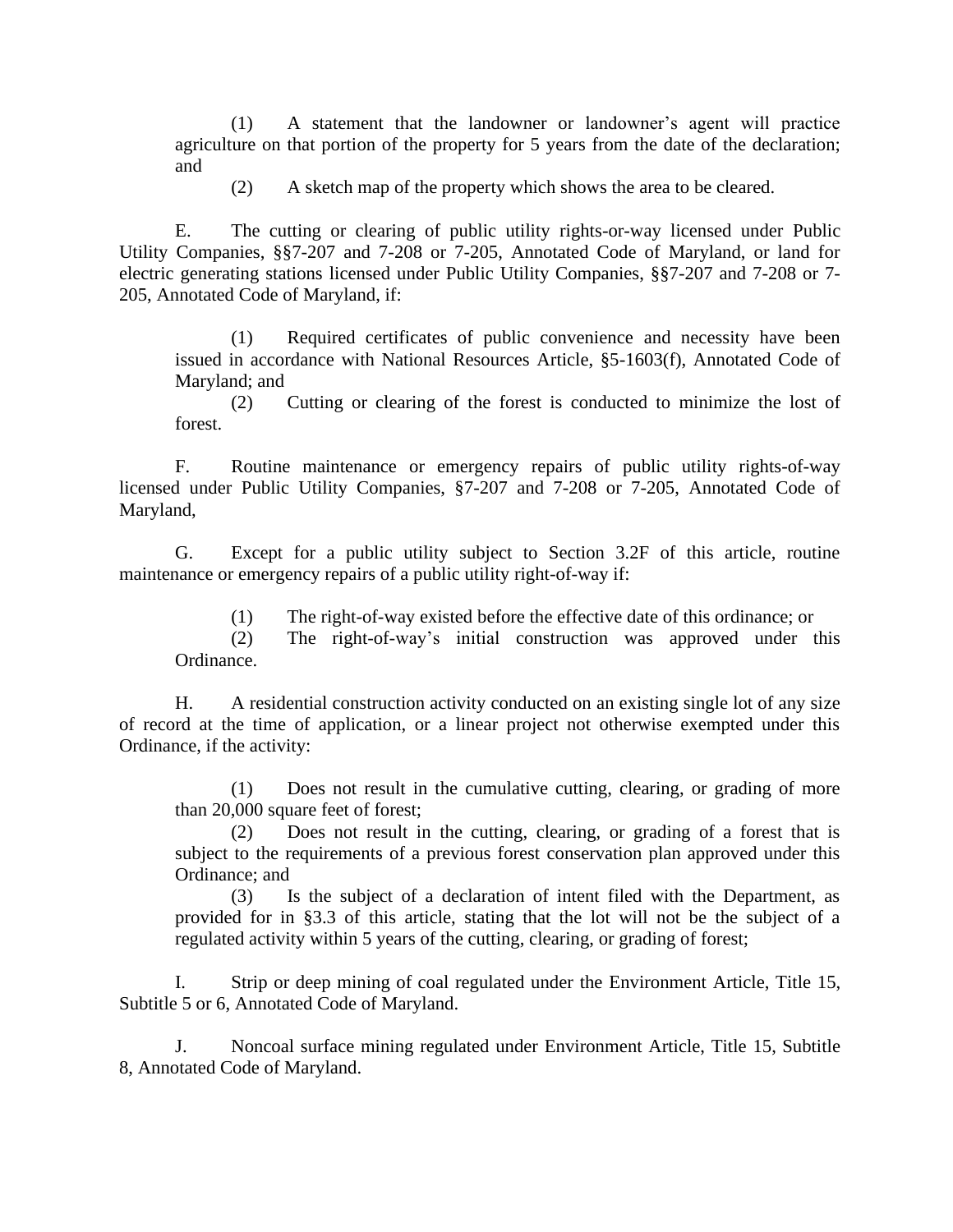(1) A statement that the landowner or landowner's agent will practice agriculture on that portion of the property for 5 years from the date of the declaration; and

(2) A sketch map of the property which shows the area to be cleared.

E. The cutting or clearing of public utility rights-or-way licensed under Public Utility Companies, §§7-207 and 7-208 or 7-205, Annotated Code of Maryland, or land for electric generating stations licensed under Public Utility Companies, §§7-207 and 7-208 or 7-205, Annotated Code of Maryland, if:

(1) Required certificates of public convenience and necessity have been issued in accordance with National Resources Article, §5-1603(f), Annotated Code of Maryland; and

(2) Cutting or clearing of the forest is conducted to minimize the lost of forest.

F. Routine maintenance or emergency repairs of public utility rights-of-way licensed under Public Utility Companies, §7-207 and 7-208 or 7-205, Annotated Code of Maryland,

G. Except for a public utility subject to Section 3.2F of this article, routine maintenance or emergency repairs of a public utility right-of-way if:

(1) The right-of-way existed before the effective date of this ordinance; or

(2) The right-of-way's initial construction was approved under this Ordinance.

H. A residential construction activity conducted on an existing single lot of any size of record at the time of application, or a linear project not otherwise exempted under this Ordinance, if the activity:

(1) Does not result in the cumulative cutting, clearing, or grading of more than 20,000 square feet of forest;

(2) Does not result in the cutting, clearing, or grading of a forest that is subject to the requirements of a previous forest conservation plan approved under this Ordinance; and

(3) Is the subject of a declaration of intent filed with the Department, as provided for in §3.3 of this article, stating that the lot will not be the subject of a regulated activity within 5 years of the cutting, clearing, or grading of forest;

I. Strip or deep mining of coal regulated under the Environment Article, Title 15, Subtitle 5 or 6, Annotated Code of Maryland.

J. Noncoal surface mining regulated under Environment Article, Title 15, Subtitle 8, Annotated Code of Maryland.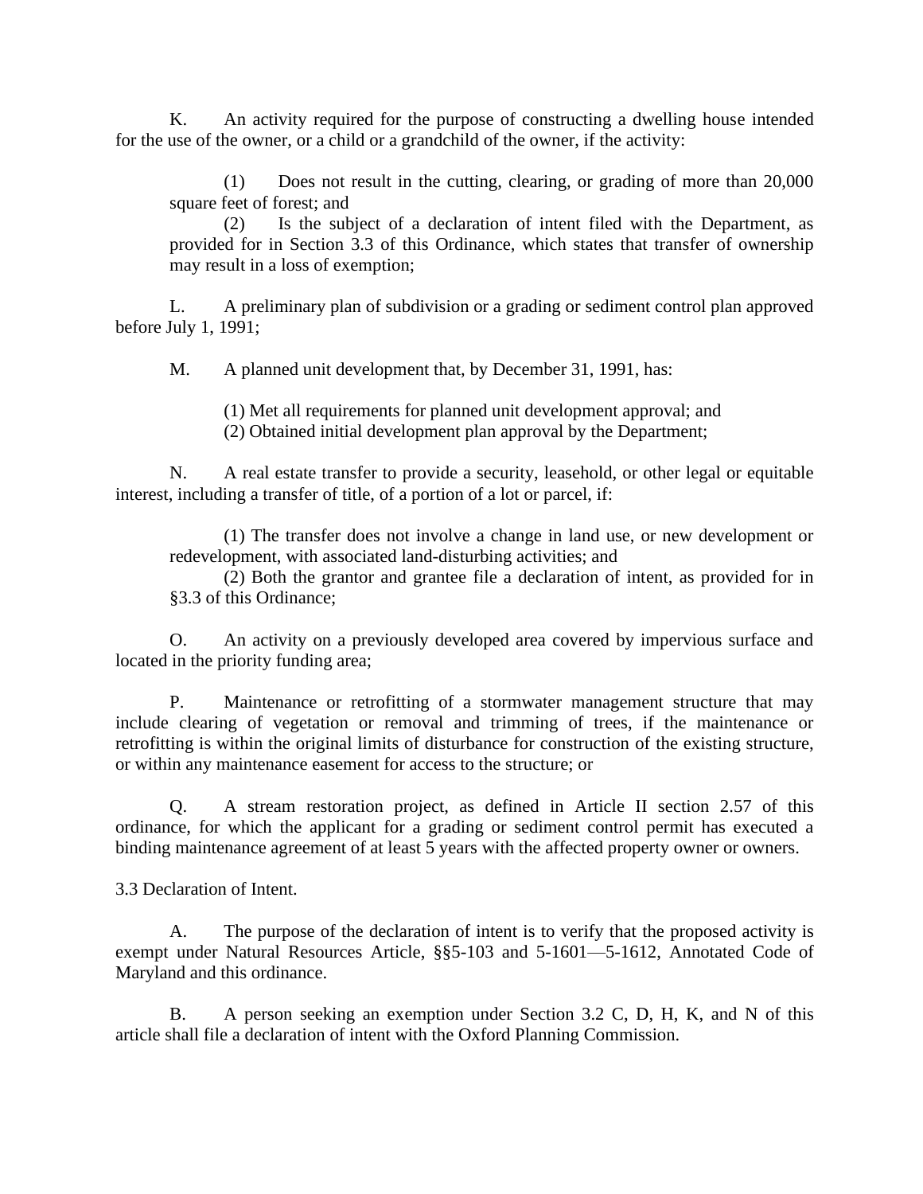K. An activity required for the purpose of constructing a dwelling house intended for the use of the owner, or a child or a grandchild of the owner, if the activity:

(1) Does not result in the cutting, clearing, or grading of more than 20,000 square feet of forest; and

(2) Is the subject of a declaration of intent filed with the Department, as provided for in Section 3.3 of this Ordinance, which states that transfer of ownership may result in a loss of exemption;

L. A preliminary plan of subdivision or a grading or sediment control plan approved before July 1, 1991;

M. A planned unit development that, by December 31, 1991, has:

(1) Met all requirements for planned unit development approval; and

(2) Obtained initial development plan approval by the Department;

N. A real estate transfer to provide a security, leasehold, or other legal or equitable interest, including a transfer of title, of a portion of a lot or parcel, if:

(1) The transfer does not involve a change in land use, or new development or redevelopment, with associated land-disturbing activities; and

(2) Both the grantor and grantee file a declaration of intent, as provided for in §3.3 of this Ordinance;

O. An activity on a previously developed area covered by impervious surface and located in the priority funding area;

P. Maintenance or retrofitting of a stormwater management structure that may include clearing of vegetation or removal and trimming of trees, if the maintenance or retrofitting is within the original limits of disturbance for construction of the existing structure, or within any maintenance easement for access to the structure; or

Q. A stream restoration project, as defined in Article II section 2.57 of this ordinance, for which the applicant for a grading or sediment control permit has executed a binding maintenance agreement of at least 5 years with the affected property owner or owners.

3.3 Declaration of Intent.

A. The purpose of the declaration of intent is to verify that the proposed activity is exempt under Natural Resources Article, §§5-103 and 5-1601—5-1612, Annotated Code of Maryland and this ordinance.

B. A person seeking an exemption under Section 3.2 C, D, H, K, and N of this article shall file a declaration of intent with the Oxford Planning Commission.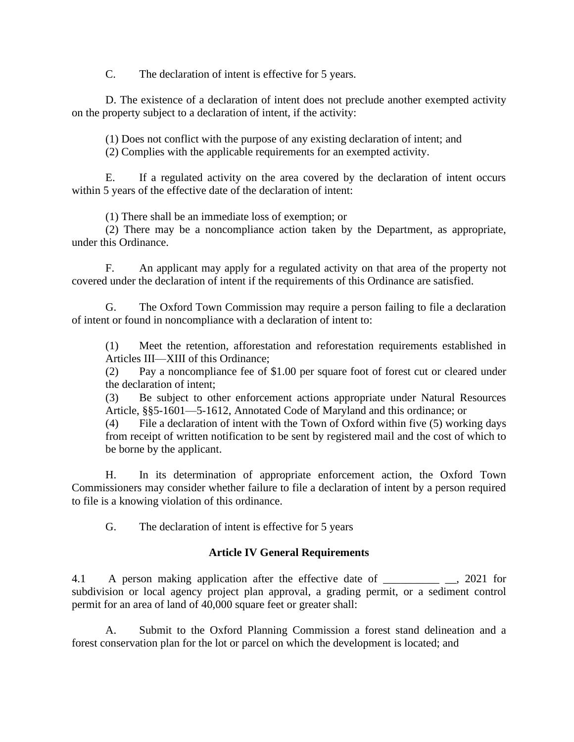C. The declaration of intent is effective for 5 years.

D. The existence of a declaration of intent does not preclude another exempted activity on the property subject to a declaration of intent, if the activity:

(1) Does not conflict with the purpose of any existing declaration of intent; and
(2) Complies with the applicable requirements for an exempted activity.

E. If a regulated activity on the area covered by the declaration of intent occurs within 5 years of the effective date of the declaration of intent:

(1) There shall be an immediate loss of exemption; or
(2) There may be a noncompliance action taken by the Department, as appropriate, under this Ordinance.

F. An applicant may apply for a regulated activity on that area of the property not covered under the declaration of intent if the requirements of this Ordinance are satisfied.

G. The Oxford Town Commission may require a person failing to file a declaration of intent or found in noncompliance with a declaration of intent to:

(1) Meet the retention, afforestation and reforestation requirements established in Articles III—XIII of this Ordinance;
(2) Pay a noncompliance fee of $1.00 per square foot of forest cut or cleared under the declaration of intent;
(3) Be subject to other enforcement actions appropriate under Natural Resources Article, §§5-1601—5-1612, Annotated Code of Maryland and this ordinance; or
(4) File a declaration of intent with the Town of Oxford within five (5) working days from receipt of written notification to be sent by registered mail and the cost of which to be borne by the applicant.

H. In its determination of appropriate enforcement action, the Oxford Town Commissioners may consider whether failure to file a declaration of intent by a person required to file is a knowing violation of this ordinance.

G. The declaration of intent is effective for 5 years

## Article IV General Requirements

4.1 A person making application after the effective date of __________ __, 2021 for subdivision or local agency project plan approval, a grading permit, or a sediment control permit for an area of land of 40,000 square feet or greater shall:

A. Submit to the Oxford Planning Commission a forest stand delineation and a forest conservation plan for the lot or parcel on which the development is located; and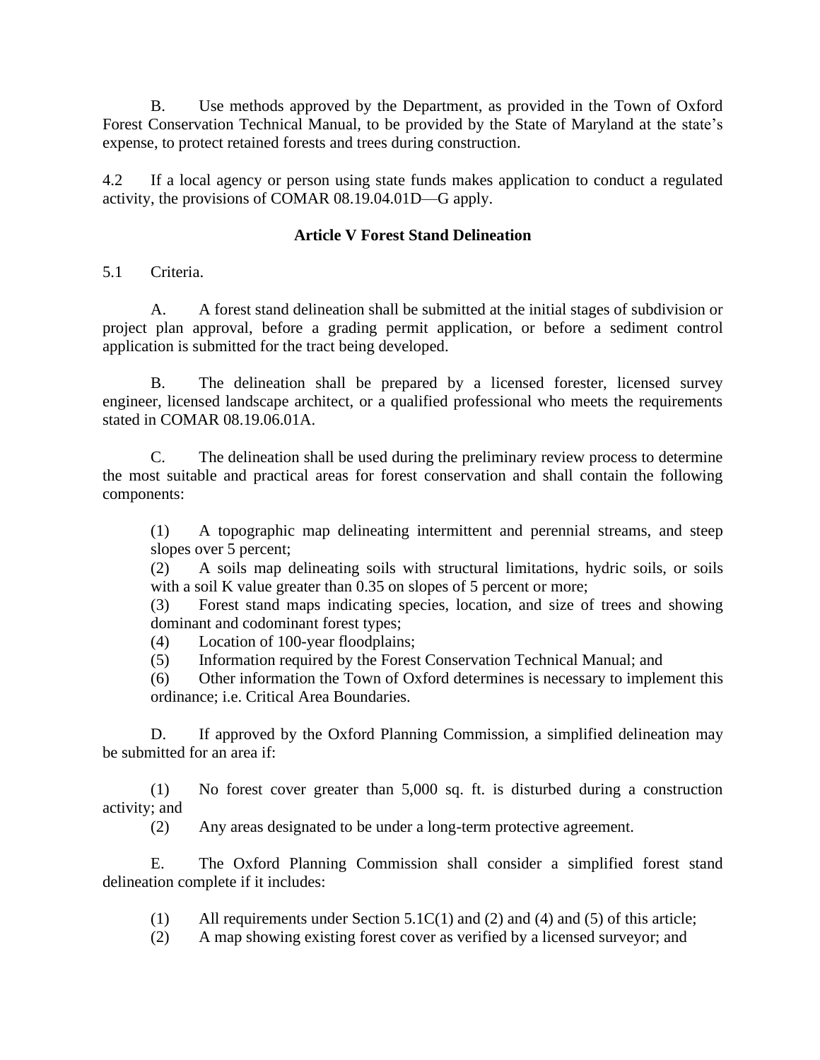B. Use methods approved by the Department, as provided in the Town of Oxford Forest Conservation Technical Manual, to be provided by the State of Maryland at the state's expense, to protect retained forests and trees during construction.

4.2 If a local agency or person using state funds makes application to conduct a regulated activity, the provisions of COMAR 08.19.04.01D—G apply.

## Article V Forest Stand Delineation

5.1 Criteria.

A. A forest stand delineation shall be submitted at the initial stages of subdivision or project plan approval, before a grading permit application, or before a sediment control application is submitted for the tract being developed.

B. The delineation shall be prepared by a licensed forester, licensed survey engineer, licensed landscape architect, or a qualified professional who meets the requirements stated in COMAR 08.19.06.01A.

C. The delineation shall be used during the preliminary review process to determine the most suitable and practical areas for forest conservation and shall contain the following components:

(1) A topographic map delineating intermittent and perennial streams, and steep slopes over 5 percent;
(2) A soils map delineating soils with structural limitations, hydric soils, or soils with a soil K value greater than 0.35 on slopes of 5 percent or more;
(3) Forest stand maps indicating species, location, and size of trees and showing dominant and codominant forest types;
(4) Location of 100-year floodplains;
(5) Information required by the Forest Conservation Technical Manual; and
(6) Other information the Town of Oxford determines is necessary to implement this ordinance; i.e. Critical Area Boundaries.

D. If approved by the Oxford Planning Commission, a simplified delineation may be submitted for an area if:

(1) No forest cover greater than 5,000 sq. ft. is disturbed during a construction activity; and
(2) Any areas designated to be under a long-term protective agreement.

E. The Oxford Planning Commission shall consider a simplified forest stand delineation complete if it includes:

(1) All requirements under Section 5.1C(1) and (2) and (4) and (5) of this article;
(2) A map showing existing forest cover as verified by a licensed surveyor; and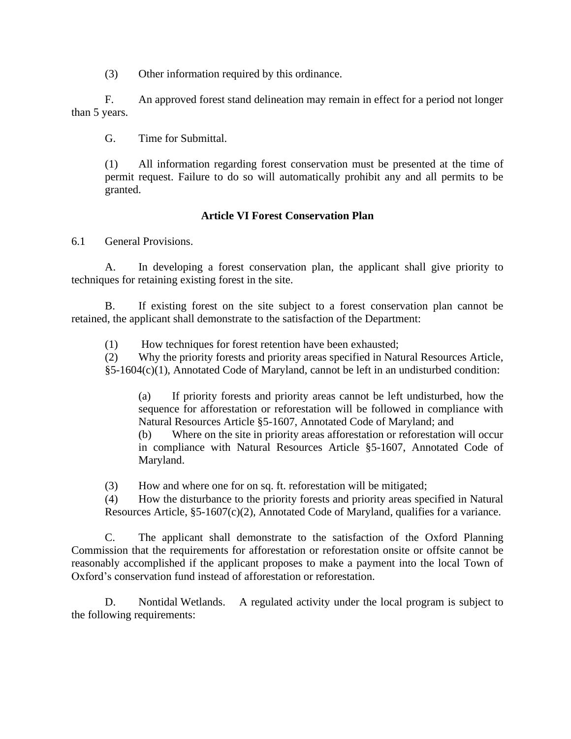(3) Other information required by this ordinance.

F. An approved forest stand delineation may remain in effect for a period not longer than 5 years.

G. Time for Submittal.

(1) All information regarding forest conservation must be presented at the time of permit request. Failure to do so will automatically prohibit any and all permits to be granted.

## Article VI Forest Conservation Plan

6.1 General Provisions.

A. In developing a forest conservation plan, the applicant shall give priority to techniques for retaining existing forest in the site.

B. If existing forest on the site subject to a forest conservation plan cannot be retained, the applicant shall demonstrate to the satisfaction of the Department:

(1) How techniques for forest retention have been exhausted;
(2) Why the priority forests and priority areas specified in Natural Resources Article, §5-1604(c)(1), Annotated Code of Maryland, cannot be left in an undisturbed condition:

(a) If priority forests and priority areas cannot be left undisturbed, how the sequence for afforestation or reforestation will be followed in compliance with Natural Resources Article §5-1607, Annotated Code of Maryland; and
(b) Where on the site in priority areas afforestation or reforestation will occur in compliance with Natural Resources Article §5-1607, Annotated Code of Maryland.

(3) How and where one for on sq. ft. reforestation will be mitigated;
(4) How the disturbance to the priority forests and priority areas specified in Natural Resources Article, §5-1607(c)(2), Annotated Code of Maryland, qualifies for a variance.

C. The applicant shall demonstrate to the satisfaction of the Oxford Planning Commission that the requirements for afforestation or reforestation onsite or offsite cannot be reasonably accomplished if the applicant proposes to make a payment into the local Town of Oxford's conservation fund instead of afforestation or reforestation.

D. Nontidal Wetlands. A regulated activity under the local program is subject to the following requirements: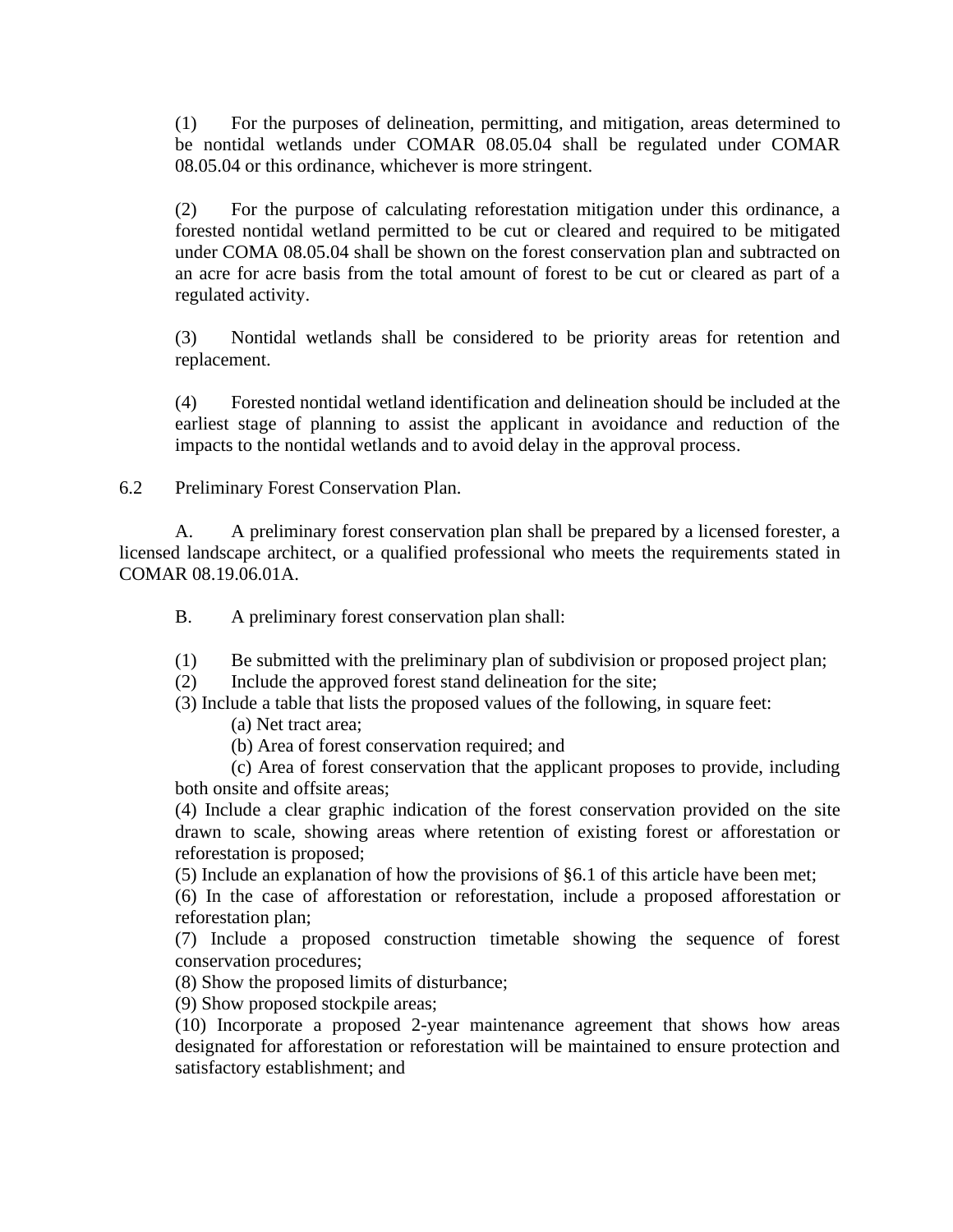(1) For the purposes of delineation, permitting, and mitigation, areas determined to be nontidal wetlands under COMAR 08.05.04 shall be regulated under COMAR 08.05.04 or this ordinance, whichever is more stringent.

(2) For the purpose of calculating reforestation mitigation under this ordinance, a forested nontidal wetland permitted to be cut or cleared and required to be mitigated under COMA 08.05.04 shall be shown on the forest conservation plan and subtracted on an acre for acre basis from the total amount of forest to be cut or cleared as part of a regulated activity.

(3) Nontidal wetlands shall be considered to be priority areas for retention and replacement.

(4) Forested nontidal wetland identification and delineation should be included at the earliest stage of planning to assist the applicant in avoidance and reduction of the impacts to the nontidal wetlands and to avoid delay in the approval process.

6.2 Preliminary Forest Conservation Plan.

A. A preliminary forest conservation plan shall be prepared by a licensed forester, a licensed landscape architect, or a qualified professional who meets the requirements stated in COMAR 08.19.06.01A.

B. A preliminary forest conservation plan shall:

(1) Be submitted with the preliminary plan of subdivision or proposed project plan;
(2) Include the approved forest stand delineation for the site;
(3) Include a table that lists the proposed values of the following, in square feet:
(a) Net tract area;
(b) Area of forest conservation required; and
(c) Area of forest conservation that the applicant proposes to provide, including both onsite and offsite areas;
(4) Include a clear graphic indication of the forest conservation provided on the site drawn to scale, showing areas where retention of existing forest or afforestation or reforestation is proposed;
(5) Include an explanation of how the provisions of §6.1 of this article have been met;
(6) In the case of afforestation or reforestation, include a proposed afforestation or reforestation plan;
(7) Include a proposed construction timetable showing the sequence of forest conservation procedures;
(8) Show the proposed limits of disturbance;
(9) Show proposed stockpile areas;
(10) Incorporate a proposed 2-year maintenance agreement that shows how areas designated for afforestation or reforestation will be maintained to ensure protection and satisfactory establishment; and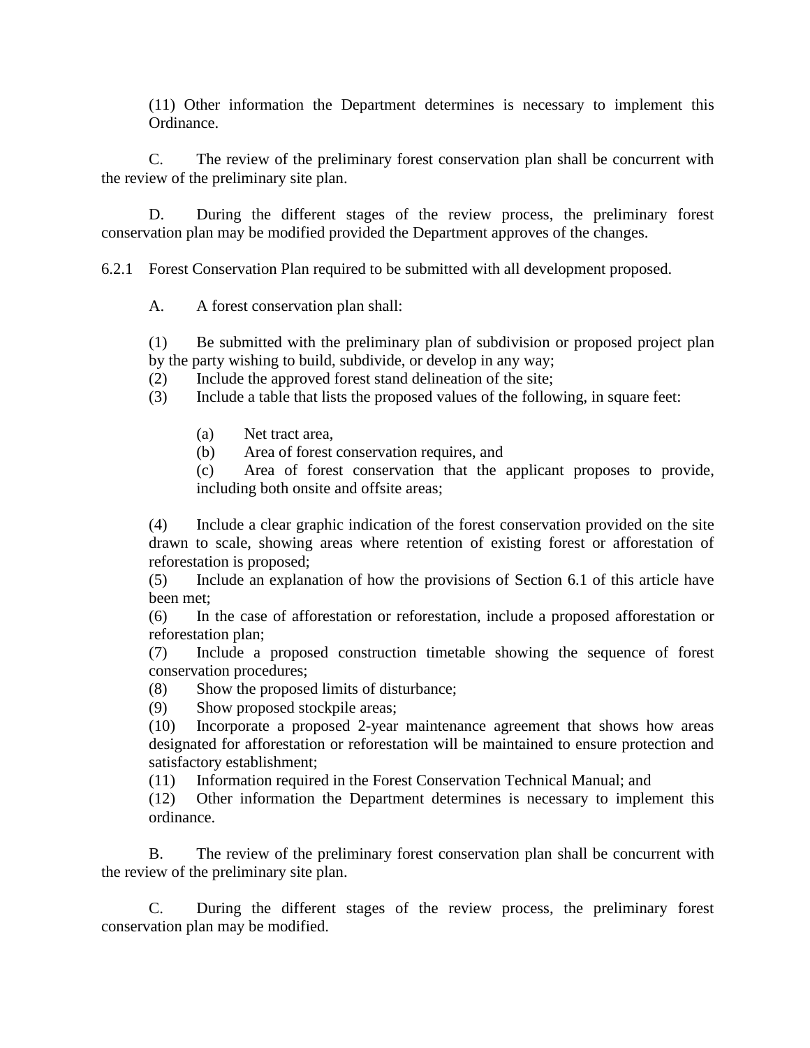(11) Other information the Department determines is necessary to implement this Ordinance.

C. The review of the preliminary forest conservation plan shall be concurrent with the review of the preliminary site plan.

D. During the different stages of the review process, the preliminary forest conservation plan may be modified provided the Department approves of the changes.

6.2.1 Forest Conservation Plan required to be submitted with all development proposed.

A. A forest conservation plan shall:

(1) Be submitted with the preliminary plan of subdivision or proposed project plan by the party wishing to build, subdivide, or develop in any way;
(2) Include the approved forest stand delineation of the site;
(3) Include a table that lists the proposed values of the following, in square feet:

(a) Net tract area,
(b) Area of forest conservation requires, and
(c) Area of forest conservation that the applicant proposes to provide, including both onsite and offsite areas;

(4) Include a clear graphic indication of the forest conservation provided on the site drawn to scale, showing areas where retention of existing forest or afforestation of reforestation is proposed;
(5) Include an explanation of how the provisions of Section 6.1 of this article have been met;
(6) In the case of afforestation or reforestation, include a proposed afforestation or reforestation plan;
(7) Include a proposed construction timetable showing the sequence of forest conservation procedures;
(8) Show the proposed limits of disturbance;
(9) Show proposed stockpile areas;
(10) Incorporate a proposed 2-year maintenance agreement that shows how areas designated for afforestation or reforestation will be maintained to ensure protection and satisfactory establishment;
(11) Information required in the Forest Conservation Technical Manual; and
(12) Other information the Department determines is necessary to implement this ordinance.

B. The review of the preliminary forest conservation plan shall be concurrent with the review of the preliminary site plan.

C. During the different stages of the review process, the preliminary forest conservation plan may be modified.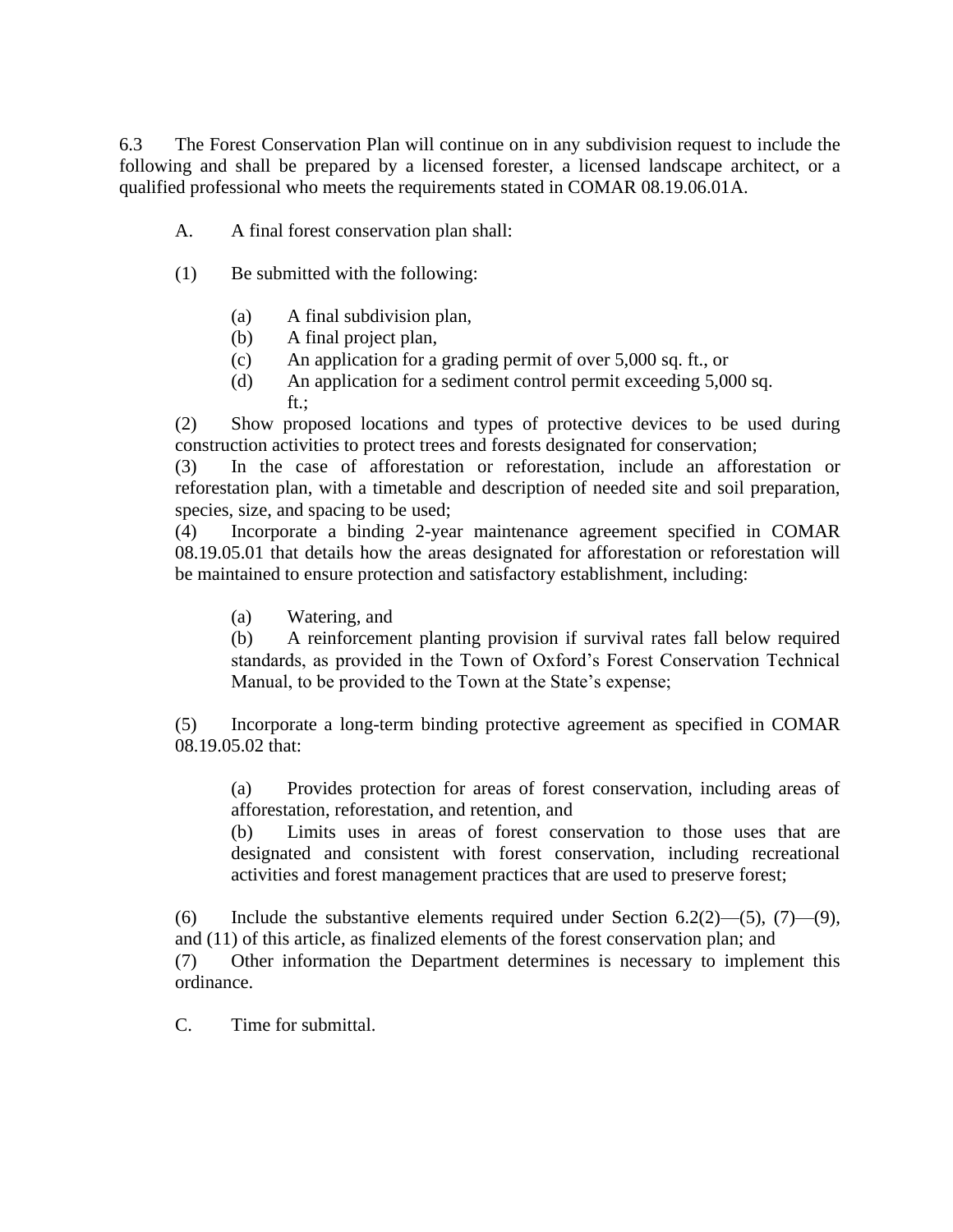6.3 The Forest Conservation Plan will continue on in any subdivision request to include the following and shall be prepared by a licensed forester, a licensed landscape architect, or a qualified professional who meets the requirements stated in COMAR 08.19.06.01A.

A. A final forest conservation plan shall:

(1) Be submitted with the following:

- (a) A final subdivision plan,
- (b) A final project plan,
- (c) An application for a grading permit of over 5,000 sq. ft., or
- (d) An application for a sediment control permit exceeding 5,000 sq. ft.;

(2) Show proposed locations and types of protective devices to be used during construction activities to protect trees and forests designated for conservation;

(3) In the case of afforestation or reforestation, include an afforestation or reforestation plan, with a timetable and description of needed site and soil preparation, species, size, and spacing to be used;

(4) Incorporate a binding 2-year maintenance agreement specified in COMAR 08.19.05.01 that details how the areas designated for afforestation or reforestation will be maintained to ensure protection and satisfactory establishment, including:

- (a) Watering, and
- (b) A reinforcement planting provision if survival rates fall below required standards, as provided in the Town of Oxford's Forest Conservation Technical Manual, to be provided to the Town at the State's expense;

(5) Incorporate a long-term binding protective agreement as specified in COMAR 08.19.05.02 that:

- (a) Provides protection for areas of forest conservation, including areas of afforestation, reforestation, and retention, and
- (b) Limits uses in areas of forest conservation to those uses that are designated and consistent with forest conservation, including recreational activities and forest management practices that are used to preserve forest;

(6) Include the substantive elements required under Section 6.2(2)—(5), (7)—(9), and (11) of this article, as finalized elements of the forest conservation plan; and

(7) Other information the Department determines is necessary to implement this ordinance.

C. Time for submittal.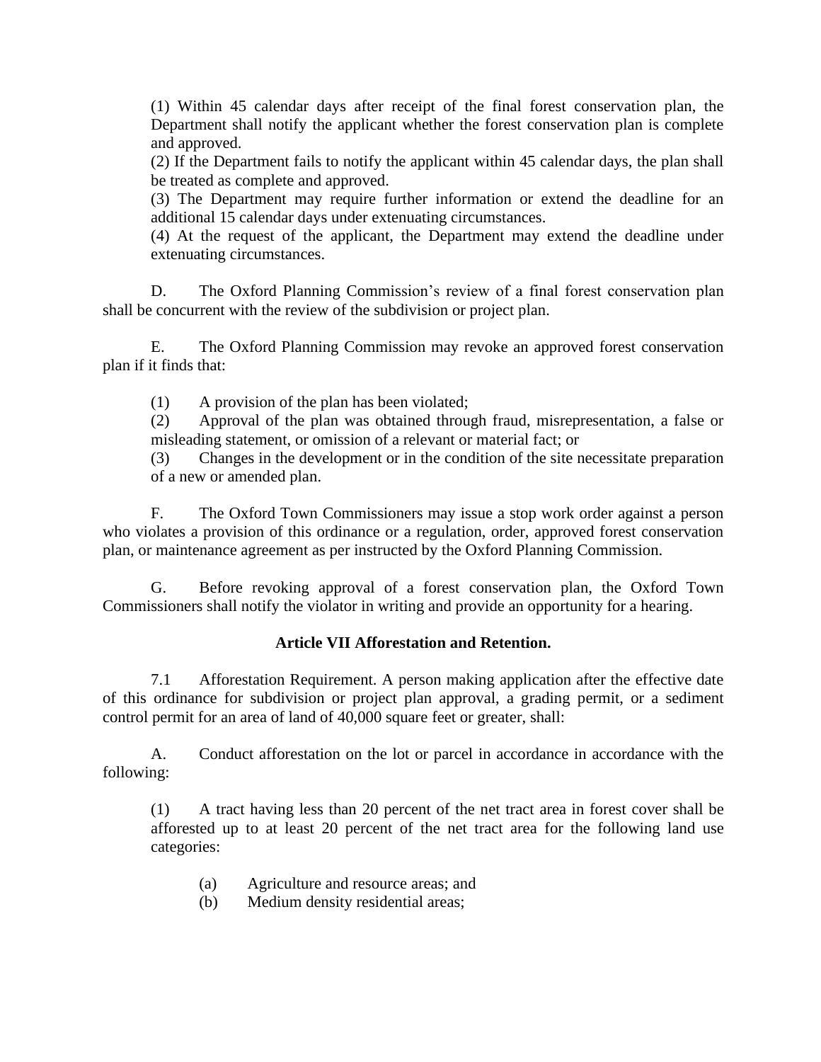(1) Within 45 calendar days after receipt of the final forest conservation plan, the Department shall notify the applicant whether the forest conservation plan is complete and approved.
(2) If the Department fails to notify the applicant within 45 calendar days, the plan shall be treated as complete and approved.
(3) The Department may require further information or extend the deadline for an additional 15 calendar days under extenuating circumstances.
(4) At the request of the applicant, the Department may extend the deadline under extenuating circumstances.

D. The Oxford Planning Commission's review of a final forest conservation plan shall be concurrent with the review of the subdivision or project plan.

E. The Oxford Planning Commission may revoke an approved forest conservation plan if it finds that:

(1) A provision of the plan has been violated;
(2) Approval of the plan was obtained through fraud, misrepresentation, a false or misleading statement, or omission of a relevant or material fact; or
(3) Changes in the development or in the condition of the site necessitate preparation of a new or amended plan.

F. The Oxford Town Commissioners may issue a stop work order against a person who violates a provision of this ordinance or a regulation, order, approved forest conservation plan, or maintenance agreement as per instructed by the Oxford Planning Commission.

G. Before revoking approval of a forest conservation plan, the Oxford Town Commissioners shall notify the violator in writing and provide an opportunity for a hearing.

**Article VII Afforestation and Retention.**

7.1 Afforestation Requirement. A person making application after the effective date of this ordinance for subdivision or project plan approval, a grading permit, or a sediment control permit for an area of land of 40,000 square feet or greater, shall:

A. Conduct afforestation on the lot or parcel in accordance in accordance with the following:

(1) A tract having less than 20 percent of the net tract area in forest cover shall be afforested up to at least 20 percent of the net tract area for the following land use categories:

(a) Agriculture and resource areas; and
(b) Medium density residential areas;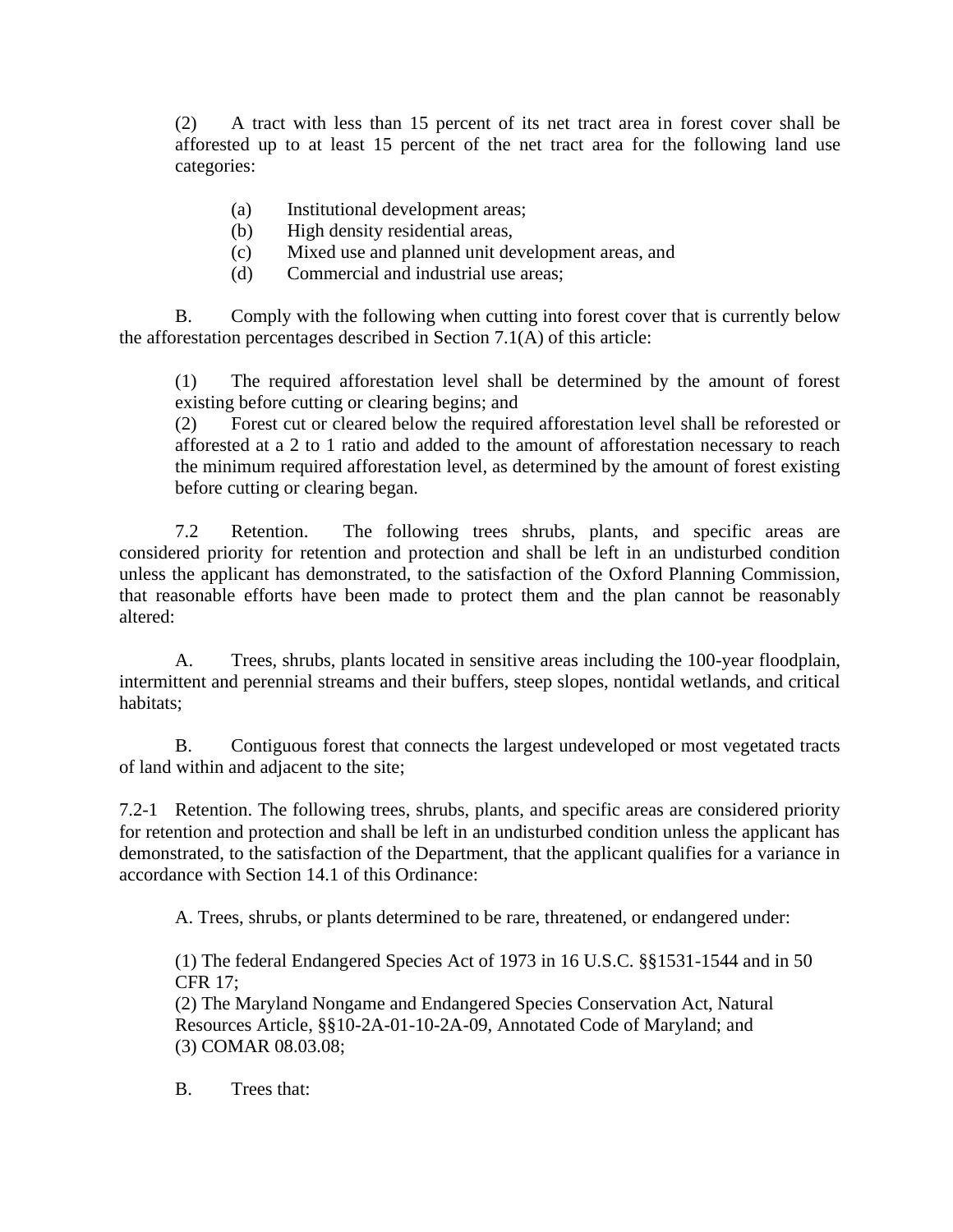(2) A tract with less than 15 percent of its net tract area in forest cover shall be afforested up to at least 15 percent of the net tract area for the following land use categories:

(a) Institutional development areas;
(b) High density residential areas,
(c) Mixed use and planned unit development areas, and
(d) Commercial and industrial use areas;

B. Comply with the following when cutting into forest cover that is currently below the afforestation percentages described in Section 7.1(A) of this article:

(1) The required afforestation level shall be determined by the amount of forest existing before cutting or clearing begins; and
(2) Forest cut or cleared below the required afforestation level shall be reforested or afforested at a 2 to 1 ratio and added to the amount of afforestation necessary to reach the minimum required afforestation level, as determined by the amount of forest existing before cutting or clearing began.

7.2 Retention. The following trees shrubs, plants, and specific areas are considered priority for retention and protection and shall be left in an undisturbed condition unless the applicant has demonstrated, to the satisfaction of the Oxford Planning Commission, that reasonable efforts have been made to protect them and the plan cannot be reasonably altered:

A. Trees, shrubs, plants located in sensitive areas including the 100-year floodplain, intermittent and perennial streams and their buffers, steep slopes, nontidal wetlands, and critical habitats;

B. Contiguous forest that connects the largest undeveloped or most vegetated tracts of land within and adjacent to the site;

7.2-1 Retention. The following trees, shrubs, plants, and specific areas are considered priority for retention and protection and shall be left in an undisturbed condition unless the applicant has demonstrated, to the satisfaction of the Department, that the applicant qualifies for a variance in accordance with Section 14.1 of this Ordinance:

A. Trees, shrubs, or plants determined to be rare, threatened, or endangered under:

(1) The federal Endangered Species Act of 1973 in 16 U.S.C. §§1531-1544 and in 50 CFR 17;
(2) The Maryland Nongame and Endangered Species Conservation Act, Natural Resources Article, §§10-2A-01-10-2A-09, Annotated Code of Maryland; and
(3) COMAR 08.03.08;

B. Trees that: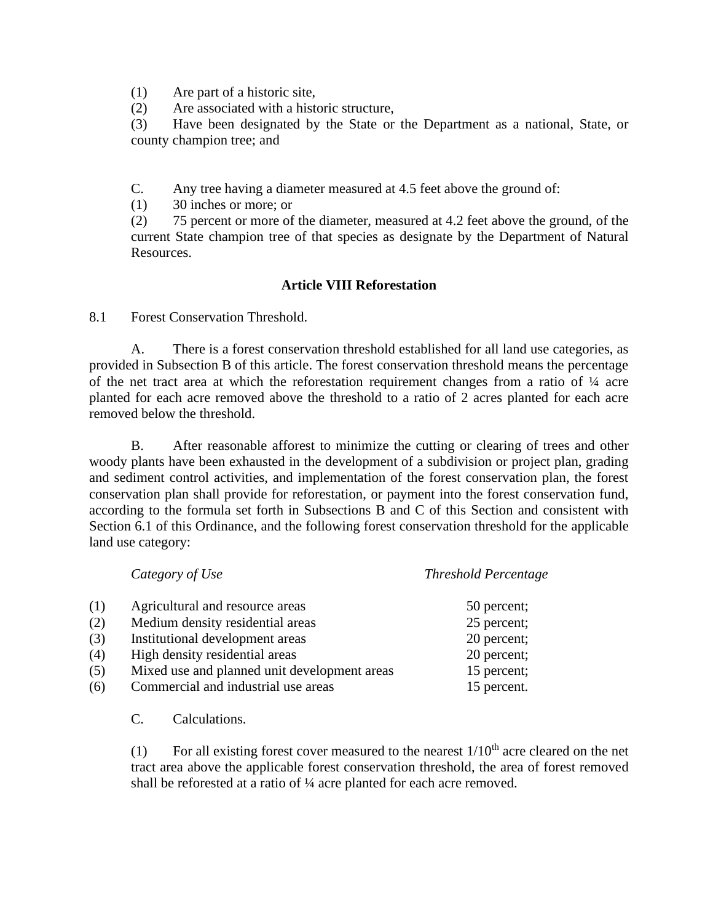(1) Are part of a historic site,

(2) Are associated with a historic structure,

(3) Have been designated by the State or the Department as a national, State, or county champion tree; and

C. Any tree having a diameter measured at 4.5 feet above the ground of:

(1) 30 inches or more; or

(2) 75 percent or more of the diameter, measured at 4.2 feet above the ground, of the current State champion tree of that species as designate by the Department of Natural Resources.

## Article VIII Reforestation

8.1 Forest Conservation Threshold.

A. There is a forest conservation threshold established for all land use categories, as provided in Subsection B of this article. The forest conservation threshold means the percentage of the net tract area at which the reforestation requirement changes from a ratio of ¼ acre planted for each acre removed above the threshold to a ratio of 2 acres planted for each acre removed below the threshold.

B. After reasonable afforest to minimize the cutting or clearing of trees and other woody plants have been exhausted in the development of a subdivision or project plan, grading and sediment control activities, and implementation of the forest conservation plan, the forest conservation plan shall provide for reforestation, or payment into the forest conservation fund, according to the formula set forth in Subsections B and C of this Section and consistent with Section 6.1 of this Ordinance, and the following forest conservation threshold for the applicable land use category:

| | *Category of Use* | *Threshold Percentage* |
|---|---|---|
| (1) | Agricultural and resource areas | 50 percent; |
| (2) | Medium density residential areas | 25 percent; |
| (3) | Institutional development areas | 20 percent; |
| (4) | High density residential areas | 20 percent; |
| (5) | Mixed use and planned unit development areas | 15 percent; |
| (6) | Commercial and industrial use areas | 15 percent. |

C. Calculations.

(1) For all existing forest cover measured to the nearest $1/10^{th}$ acre cleared on the net tract area above the applicable forest conservation threshold, the area of forest removed shall be reforested at a ratio of ¼ acre planted for each acre removed.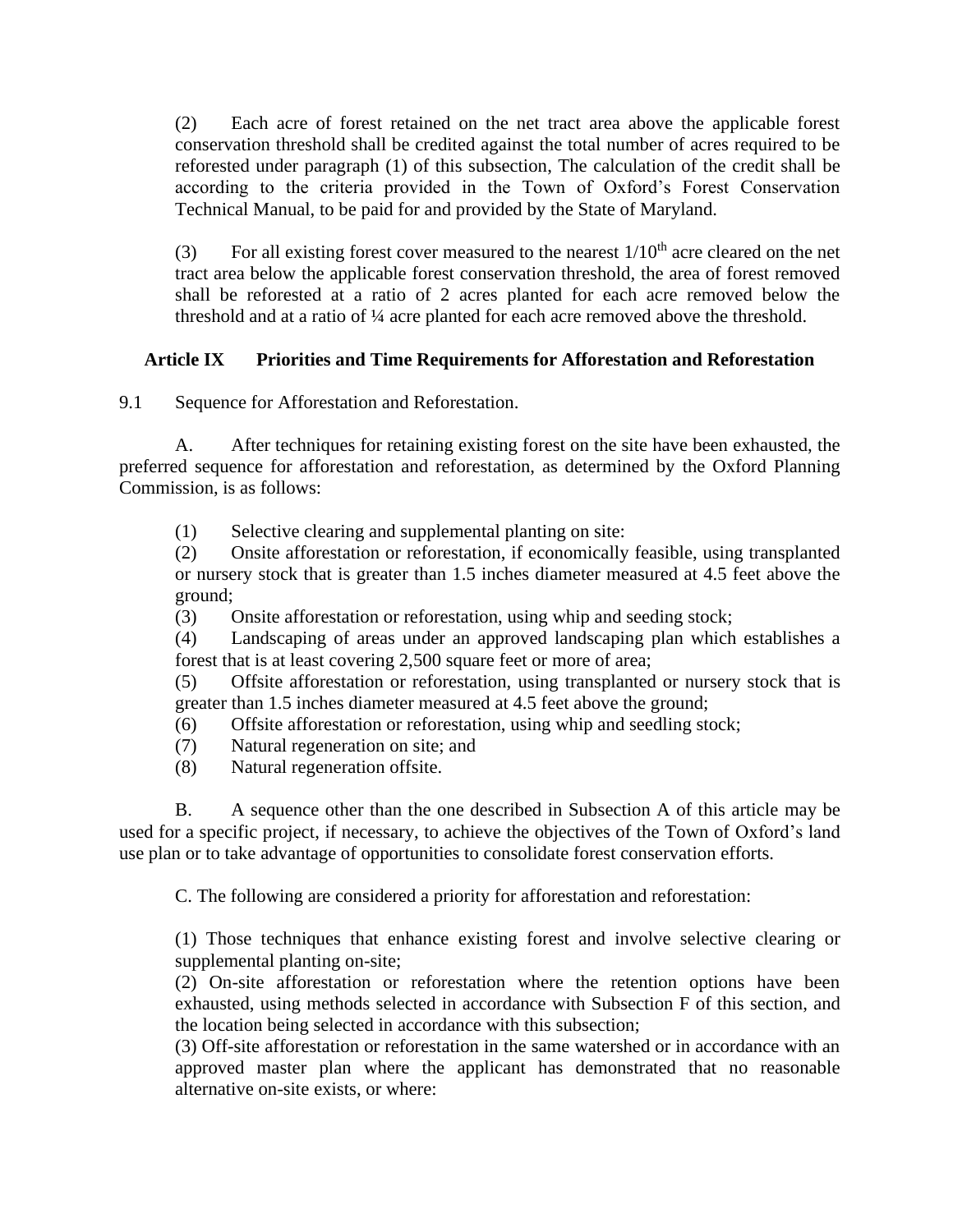(2) Each acre of forest retained on the net tract area above the applicable forest conservation threshold shall be credited against the total number of acres required to be reforested under paragraph (1) of this subsection, The calculation of the credit shall be according to the criteria provided in the Town of Oxford's Forest Conservation Technical Manual, to be paid for and provided by the State of Maryland.

(3) For all existing forest cover measured to the nearest 1/10$^{th}$ acre cleared on the net tract area below the applicable forest conservation threshold, the area of forest removed shall be reforested at a ratio of 2 acres planted for each acre removed below the threshold and at a ratio of ¼ acre planted for each acre removed above the threshold.

## Article IX Priorities and Time Requirements for Afforestation and Reforestation

9.1 Sequence for Afforestation and Reforestation.

A. After techniques for retaining existing forest on the site have been exhausted, the preferred sequence for afforestation and reforestation, as determined by the Oxford Planning Commission, is as follows:

(1) Selective clearing and supplemental planting on site:
(2) Onsite afforestation or reforestation, if economically feasible, using transplanted or nursery stock that is greater than 1.5 inches diameter measured at 4.5 feet above the ground;
(3) Onsite afforestation or reforestation, using whip and seeding stock;
(4) Landscaping of areas under an approved landscaping plan which establishes a forest that is at least covering 2,500 square feet or more of area;
(5) Offsite afforestation or reforestation, using transplanted or nursery stock that is greater than 1.5 inches diameter measured at 4.5 feet above the ground;
(6) Offsite afforestation or reforestation, using whip and seedling stock;
(7) Natural regeneration on site; and
(8) Natural regeneration offsite.

B. A sequence other than the one described in Subsection A of this article may be used for a specific project, if necessary, to achieve the objectives of the Town of Oxford's land use plan or to take advantage of opportunities to consolidate forest conservation efforts.

C. The following are considered a priority for afforestation and reforestation:

(1) Those techniques that enhance existing forest and involve selective clearing or supplemental planting on-site;
(2) On-site afforestation or reforestation where the retention options have been exhausted, using methods selected in accordance with Subsection F of this section, and the location being selected in accordance with this subsection;
(3) Off-site afforestation or reforestation in the same watershed or in accordance with an approved master plan where the applicant has demonstrated that no reasonable alternative on-site exists, or where: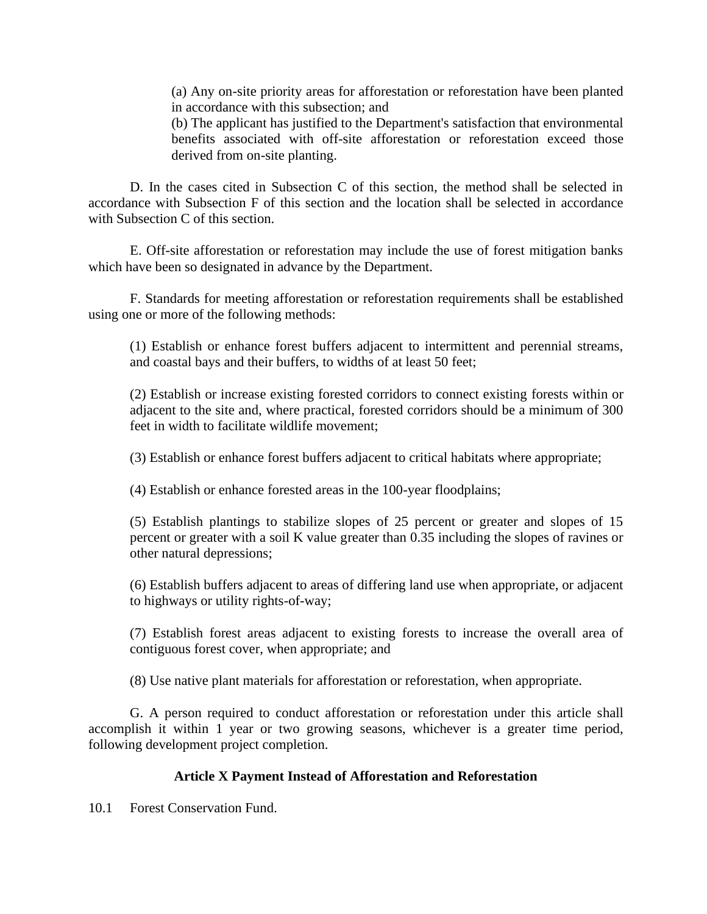(a) Any on-site priority areas for afforestation or reforestation have been planted in accordance with this subsection; and

(b) The applicant has justified to the Department's satisfaction that environmental benefits associated with off-site afforestation or reforestation exceed those derived from on-site planting.

D. In the cases cited in Subsection C of this section, the method shall be selected in accordance with Subsection F of this section and the location shall be selected in accordance with Subsection C of this section.

E. Off-site afforestation or reforestation may include the use of forest mitigation banks which have been so designated in advance by the Department.

F. Standards for meeting afforestation or reforestation requirements shall be established using one or more of the following methods:

(1) Establish or enhance forest buffers adjacent to intermittent and perennial streams, and coastal bays and their buffers, to widths of at least 50 feet;

(2) Establish or increase existing forested corridors to connect existing forests within or adjacent to the site and, where practical, forested corridors should be a minimum of 300 feet in width to facilitate wildlife movement;

(3) Establish or enhance forest buffers adjacent to critical habitats where appropriate;

(4) Establish or enhance forested areas in the 100-year floodplains;

(5) Establish plantings to stabilize slopes of 25 percent or greater and slopes of 15 percent or greater with a soil K value greater than 0.35 including the slopes of ravines or other natural depressions;

(6) Establish buffers adjacent to areas of differing land use when appropriate, or adjacent to highways or utility rights-of-way;

(7) Establish forest areas adjacent to existing forests to increase the overall area of contiguous forest cover, when appropriate; and

(8) Use native plant materials for afforestation or reforestation, when appropriate.

G. A person required to conduct afforestation or reforestation under this article shall accomplish it within 1 year or two growing seasons, whichever is a greater time period, following development project completion.

## Article X Payment Instead of Afforestation and Reforestation

10.1 Forest Conservation Fund.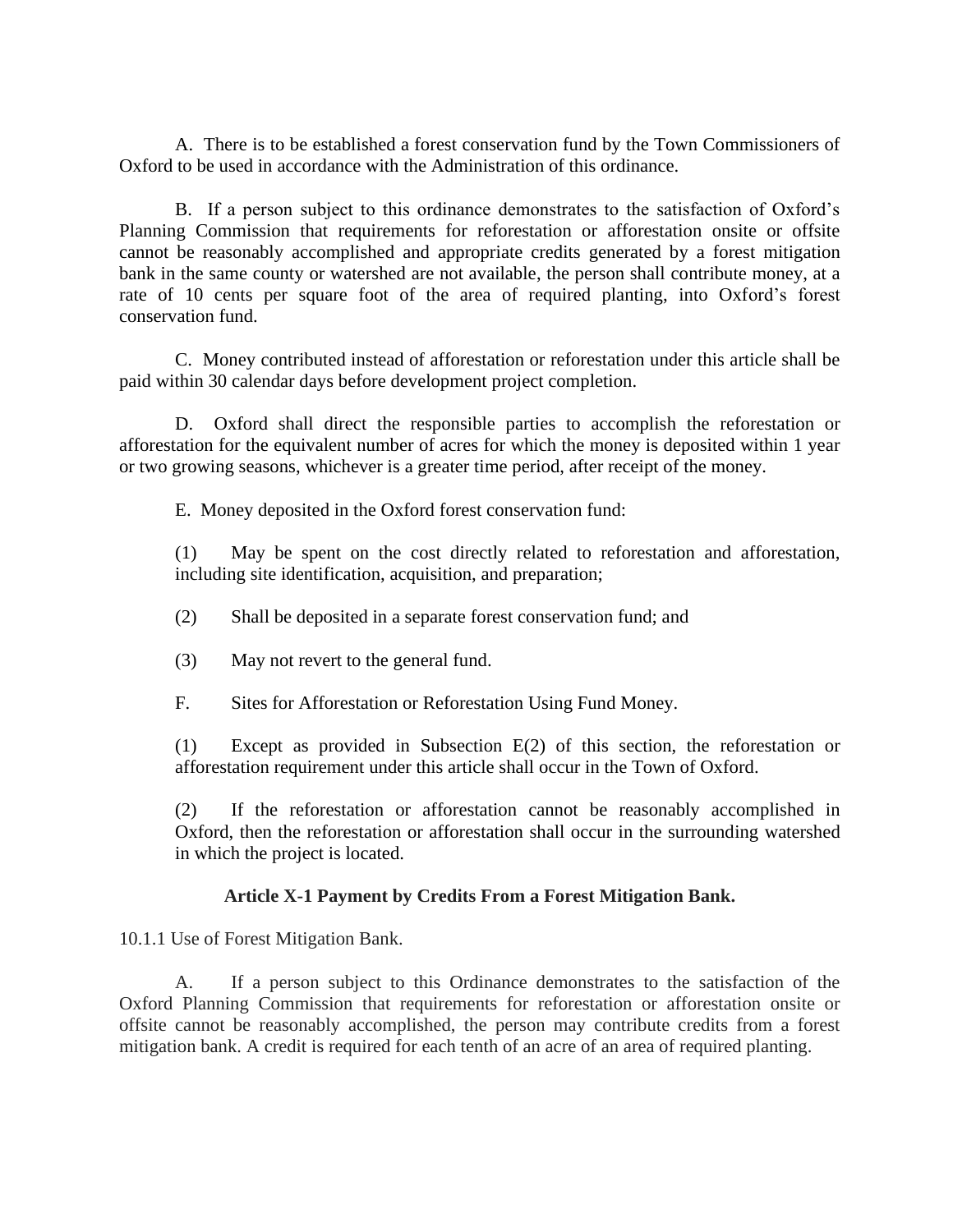A. There is to be established a forest conservation fund by the Town Commissioners of Oxford to be used in accordance with the Administration of this ordinance.

B. If a person subject to this ordinance demonstrates to the satisfaction of Oxford's Planning Commission that requirements for reforestation or afforestation onsite or offsite cannot be reasonably accomplished and appropriate credits generated by a forest mitigation bank in the same county or watershed are not available, the person shall contribute money, at a rate of 10 cents per square foot of the area of required planting, into Oxford's forest conservation fund.

C. Money contributed instead of afforestation or reforestation under this article shall be paid within 30 calendar days before development project completion.

D. Oxford shall direct the responsible parties to accomplish the reforestation or afforestation for the equivalent number of acres for which the money is deposited within 1 year or two growing seasons, whichever is a greater time period, after receipt of the money.

E. Money deposited in the Oxford forest conservation fund:

(1) May be spent on the cost directly related to reforestation and afforestation, including site identification, acquisition, and preparation;

(2) Shall be deposited in a separate forest conservation fund; and

(3) May not revert to the general fund.

F. Sites for Afforestation or Reforestation Using Fund Money.

(1) Except as provided in Subsection E(2) of this section, the reforestation or afforestation requirement under this article shall occur in the Town of Oxford.

(2) If the reforestation or afforestation cannot be reasonably accomplished in Oxford, then the reforestation or afforestation shall occur in the surrounding watershed in which the project is located.

## Article X-1 Payment by Credits From a Forest Mitigation Bank.

10.1.1 Use of Forest Mitigation Bank.

A. If a person subject to this Ordinance demonstrates to the satisfaction of the Oxford Planning Commission that requirements for reforestation or afforestation onsite or offsite cannot be reasonably accomplished, the person may contribute credits from a forest mitigation bank. A credit is required for each tenth of an acre of an area of required planting.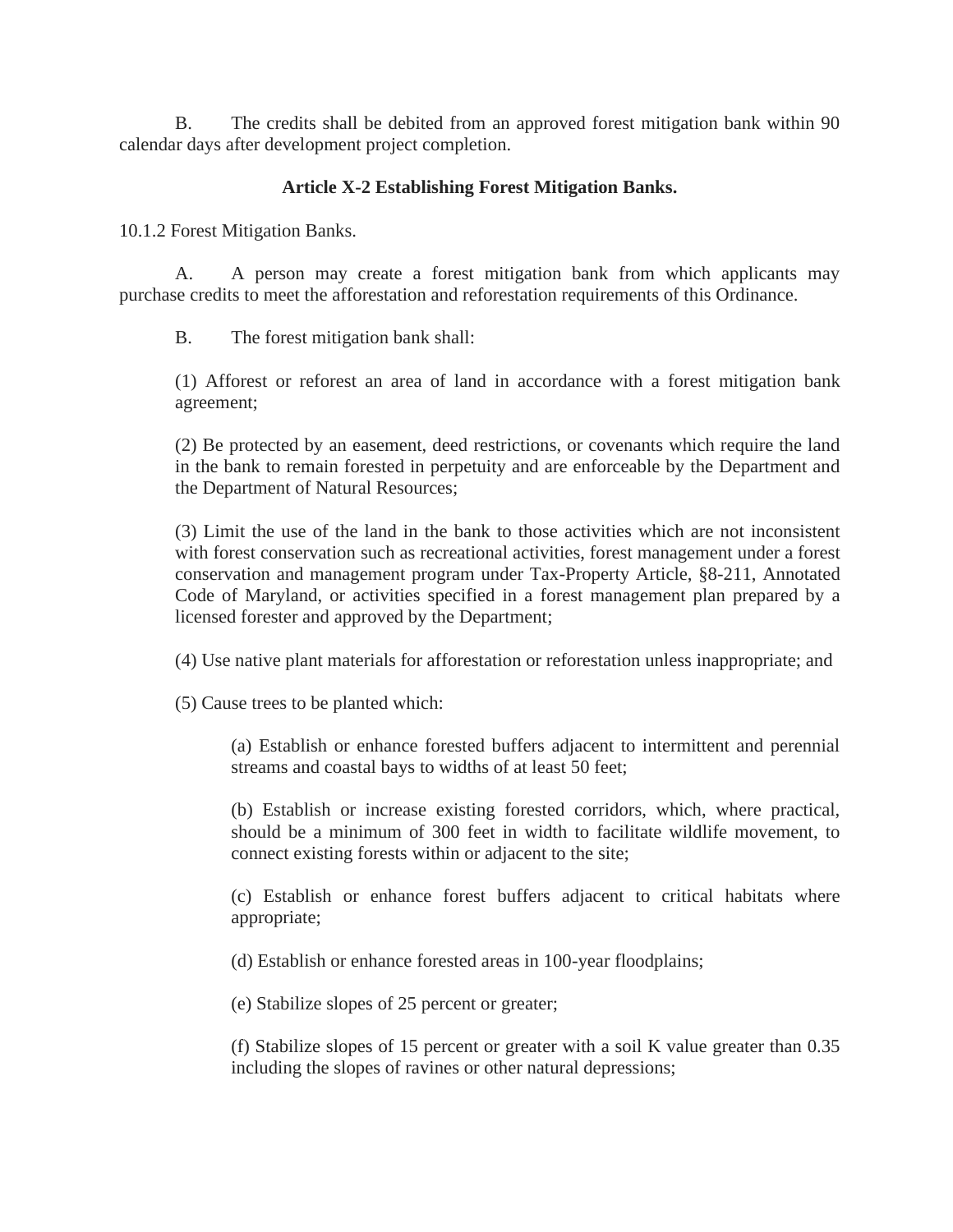B. The credits shall be debited from an approved forest mitigation bank within 90 calendar days after development project completion.

**Article X-2 Establishing Forest Mitigation Banks.**

10.1.2 Forest Mitigation Banks.

A. A person may create a forest mitigation bank from which applicants may purchase credits to meet the afforestation and reforestation requirements of this Ordinance.

B. The forest mitigation bank shall:

(1) Afforest or reforest an area of land in accordance with a forest mitigation bank agreement;

(2) Be protected by an easement, deed restrictions, or covenants which require the land in the bank to remain forested in perpetuity and are enforceable by the Department and the Department of Natural Resources;

(3) Limit the use of the land in the bank to those activities which are not inconsistent with forest conservation such as recreational activities, forest management under a forest conservation and management program under Tax-Property Article, §8-211, Annotated Code of Maryland, or activities specified in a forest management plan prepared by a licensed forester and approved by the Department;

(4) Use native plant materials for afforestation or reforestation unless inappropriate; and

(5) Cause trees to be planted which:

(a) Establish or enhance forested buffers adjacent to intermittent and perennial streams and coastal bays to widths of at least 50 feet;

(b) Establish or increase existing forested corridors, which, where practical, should be a minimum of 300 feet in width to facilitate wildlife movement, to connect existing forests within or adjacent to the site;

(c) Establish or enhance forest buffers adjacent to critical habitats where appropriate;

(d) Establish or enhance forested areas in 100-year floodplains;

(e) Stabilize slopes of 25 percent or greater;

(f) Stabilize slopes of 15 percent or greater with a soil K value greater than 0.35 including the slopes of ravines or other natural depressions;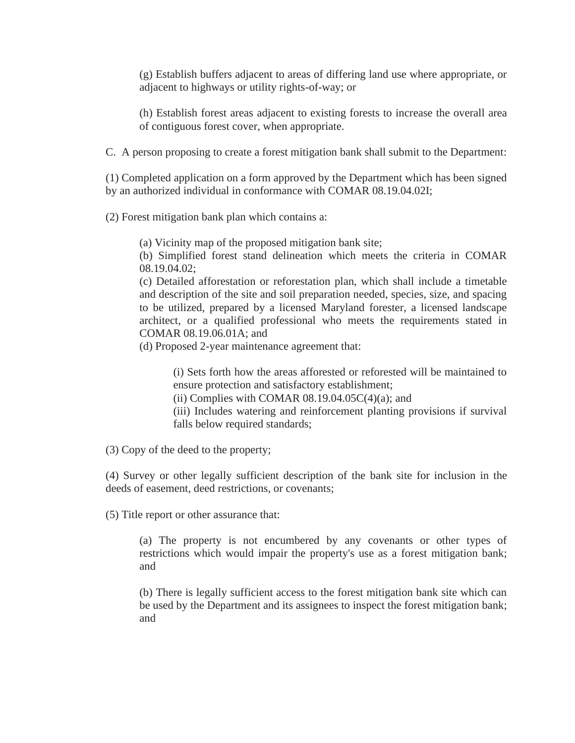(g) Establish buffers adjacent to areas of differing land use where appropriate, or adjacent to highways or utility rights-of-way; or

(h) Establish forest areas adjacent to existing forests to increase the overall area of contiguous forest cover, when appropriate.

C. A person proposing to create a forest mitigation bank shall submit to the Department:

(1) Completed application on a form approved by the Department which has been signed by an authorized individual in conformance with COMAR 08.19.04.02I;

(2) Forest mitigation bank plan which contains a:

(a) Vicinity map of the proposed mitigation bank site;
(b) Simplified forest stand delineation which meets the criteria in COMAR 08.19.04.02;
(c) Detailed afforestation or reforestation plan, which shall include a timetable and description of the site and soil preparation needed, species, size, and spacing to be utilized, prepared by a licensed Maryland forester, a licensed landscape architect, or a qualified professional who meets the requirements stated in COMAR 08.19.06.01A; and
(d) Proposed 2-year maintenance agreement that:

(i) Sets forth how the areas afforested or reforested will be maintained to ensure protection and satisfactory establishment;
(ii) Complies with COMAR 08.19.04.05C(4)(a); and
(iii) Includes watering and reinforcement planting provisions if survival falls below required standards;

(3) Copy of the deed to the property;

(4) Survey or other legally sufficient description of the bank site for inclusion in the deeds of easement, deed restrictions, or covenants;

(5) Title report or other assurance that:

(a) The property is not encumbered by any covenants or other types of restrictions which would impair the property's use as a forest mitigation bank; and

(b) There is legally sufficient access to the forest mitigation bank site which can be used by the Department and its assignees to inspect the forest mitigation bank; and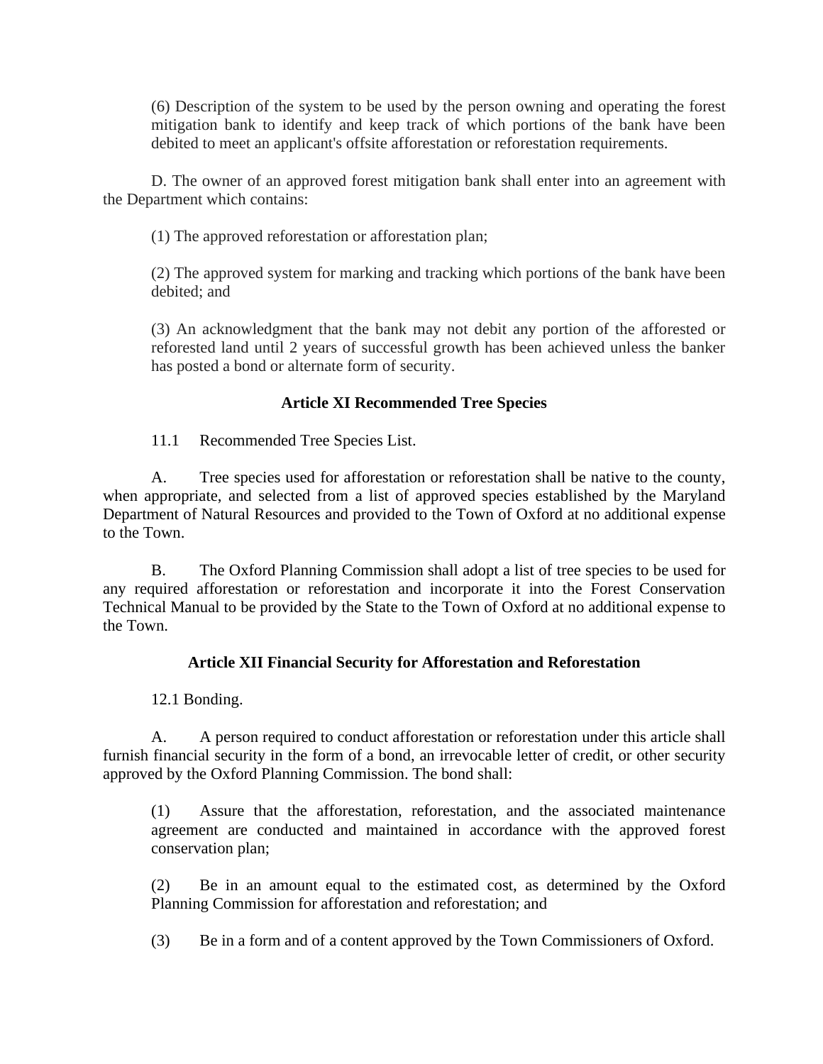(6) Description of the system to be used by the person owning and operating the forest mitigation bank to identify and keep track of which portions of the bank have been debited to meet an applicant's offsite afforestation or reforestation requirements.

D. The owner of an approved forest mitigation bank shall enter into an agreement with the Department which contains:

(1) The approved reforestation or afforestation plan;

(2) The approved system for marking and tracking which portions of the bank have been debited; and

(3) An acknowledgment that the bank may not debit any portion of the afforested or reforested land until 2 years of successful growth has been achieved unless the banker has posted a bond or alternate form of security.

### Article XI Recommended Tree Species

11.1 Recommended Tree Species List.

A. Tree species used for afforestation or reforestation shall be native to the county, when appropriate, and selected from a list of approved species established by the Maryland Department of Natural Resources and provided to the Town of Oxford at no additional expense to the Town.

B. The Oxford Planning Commission shall adopt a list of tree species to be used for any required afforestation or reforestation and incorporate it into the Forest Conservation Technical Manual to be provided by the State to the Town of Oxford at no additional expense to the Town.

### Article XII Financial Security for Afforestation and Reforestation

12.1 Bonding.

A. A person required to conduct afforestation or reforestation under this article shall furnish financial security in the form of a bond, an irrevocable letter of credit, or other security approved by the Oxford Planning Commission. The bond shall:

(1) Assure that the afforestation, reforestation, and the associated maintenance agreement are conducted and maintained in accordance with the approved forest conservation plan;

(2) Be in an amount equal to the estimated cost, as determined by the Oxford Planning Commission for afforestation and reforestation; and

(3) Be in a form and of a content approved by the Town Commissioners of Oxford.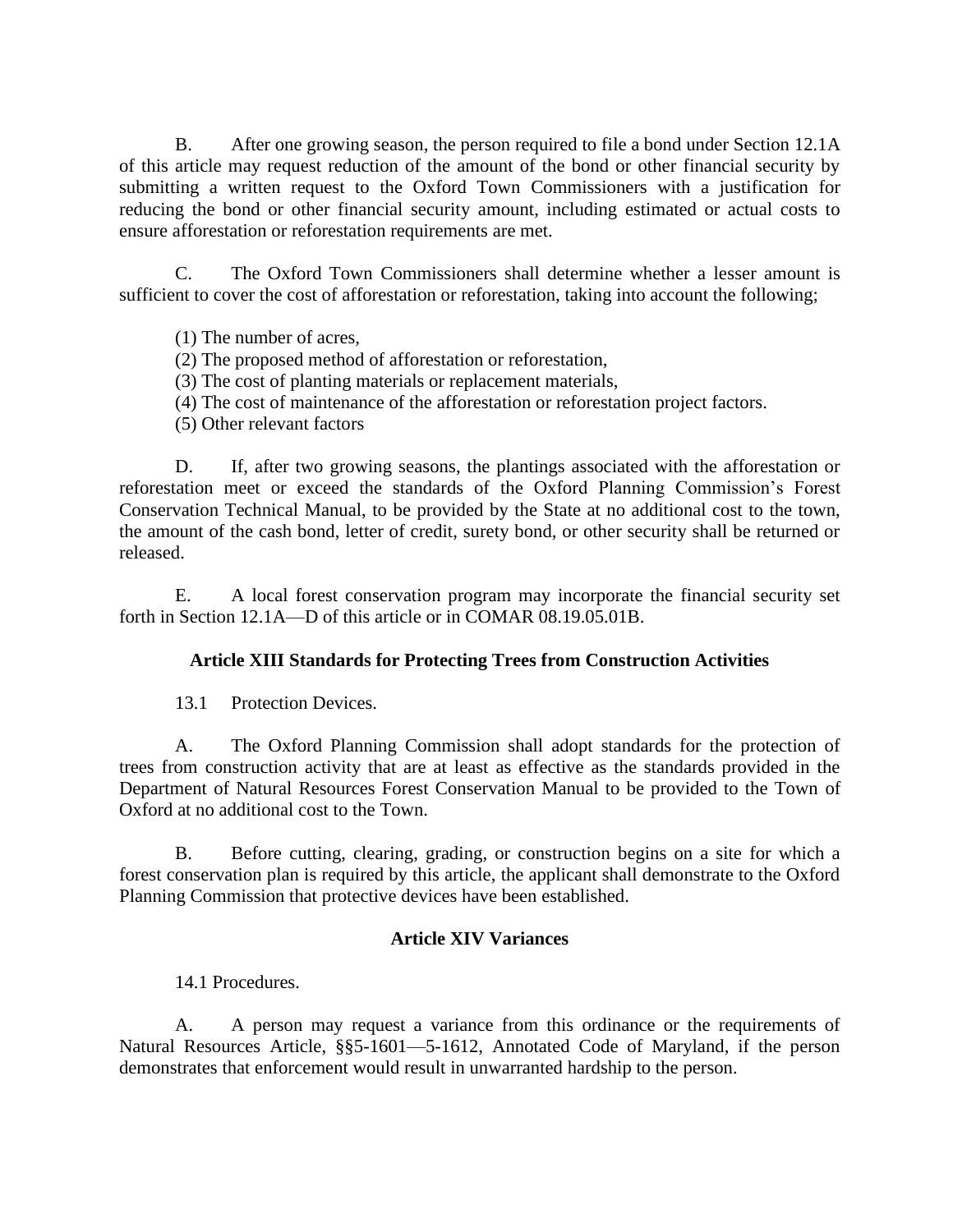B. After one growing season, the person required to file a bond under Section 12.1A of this article may request reduction of the amount of the bond or other financial security by submitting a written request to the Oxford Town Commissioners with a justification for reducing the bond or other financial security amount, including estimated or actual costs to ensure afforestation or reforestation requirements are met.

C. The Oxford Town Commissioners shall determine whether a lesser amount is sufficient to cover the cost of afforestation or reforestation, taking into account the following;

(1) The number of acres,
(2) The proposed method of afforestation or reforestation,
(3) The cost of planting materials or replacement materials,
(4) The cost of maintenance of the afforestation or reforestation project factors.
(5) Other relevant factors

D. If, after two growing seasons, the plantings associated with the afforestation or reforestation meet or exceed the standards of the Oxford Planning Commission's Forest Conservation Technical Manual, to be provided by the State at no additional cost to the town, the amount of the cash bond, letter of credit, surety bond, or other security shall be returned or released.

E. A local forest conservation program may incorporate the financial security set forth in Section 12.1A—D of this article or in COMAR 08.19.05.01B.

### Article XIII Standards for Protecting Trees from Construction Activities

13.1 Protection Devices.

A. The Oxford Planning Commission shall adopt standards for the protection of trees from construction activity that are at least as effective as the standards provided in the Department of Natural Resources Forest Conservation Manual to be provided to the Town of Oxford at no additional cost to the Town.

B. Before cutting, clearing, grading, or construction begins on a site for which a forest conservation plan is required by this article, the applicant shall demonstrate to the Oxford Planning Commission that protective devices have been established.

### Article XIV Variances

14.1 Procedures.

A. A person may request a variance from this ordinance or the requirements of Natural Resources Article, §§5-1601—5-1612, Annotated Code of Maryland, if the person demonstrates that enforcement would result in unwarranted hardship to the person.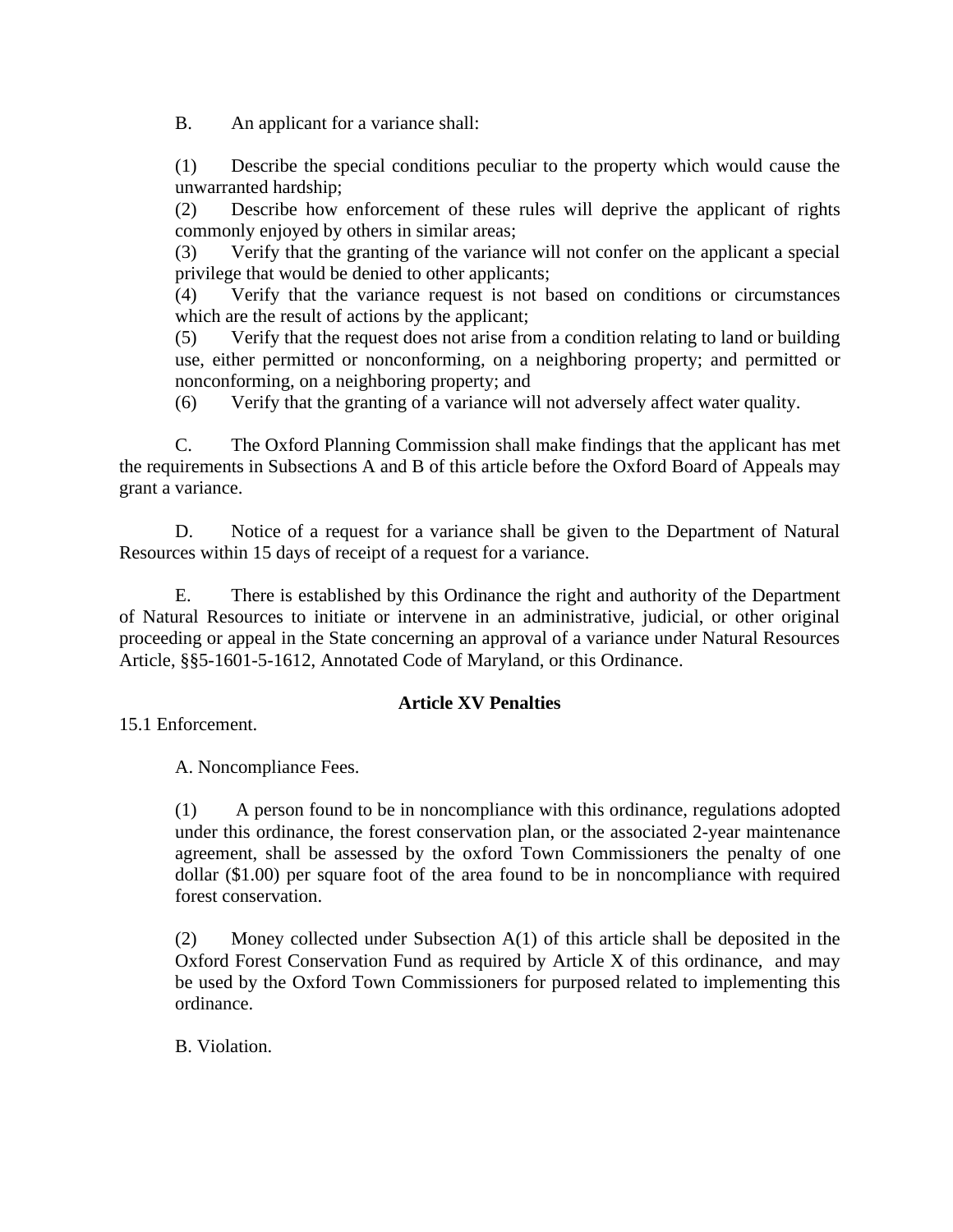B. An applicant for a variance shall:

(1) Describe the special conditions peculiar to the property which would cause the unwarranted hardship;

(2) Describe how enforcement of these rules will deprive the applicant of rights commonly enjoyed by others in similar areas;

(3) Verify that the granting of the variance will not confer on the applicant a special privilege that would be denied to other applicants;

(4) Verify that the variance request is not based on conditions or circumstances which are the result of actions by the applicant;

(5) Verify that the request does not arise from a condition relating to land or building use, either permitted or nonconforming, on a neighboring property; and permitted or nonconforming, on a neighboring property; and

(6) Verify that the granting of a variance will not adversely affect water quality.

C. The Oxford Planning Commission shall make findings that the applicant has met the requirements in Subsections A and B of this article before the Oxford Board of Appeals may grant a variance.

D. Notice of a request for a variance shall be given to the Department of Natural Resources within 15 days of receipt of a request for a variance.

E. There is established by this Ordinance the right and authority of the Department of Natural Resources to initiate or intervene in an administrative, judicial, or other original proceeding or appeal in the State concerning an approval of a variance under Natural Resources Article, §§5-1601-5-1612, Annotated Code of Maryland, or this Ordinance.

## Article XV Penalties

15.1 Enforcement.

A. Noncompliance Fees.

(1) A person found to be in noncompliance with this ordinance, regulations adopted under this ordinance, the forest conservation plan, or the associated 2-year maintenance agreement, shall be assessed by the oxford Town Commissioners the penalty of one dollar ($1.00) per square foot of the area found to be in noncompliance with required forest conservation.

(2) Money collected under Subsection A(1) of this article shall be deposited in the Oxford Forest Conservation Fund as required by Article X of this ordinance, and may be used by the Oxford Town Commissioners for purposed related to implementing this ordinance.

B. Violation.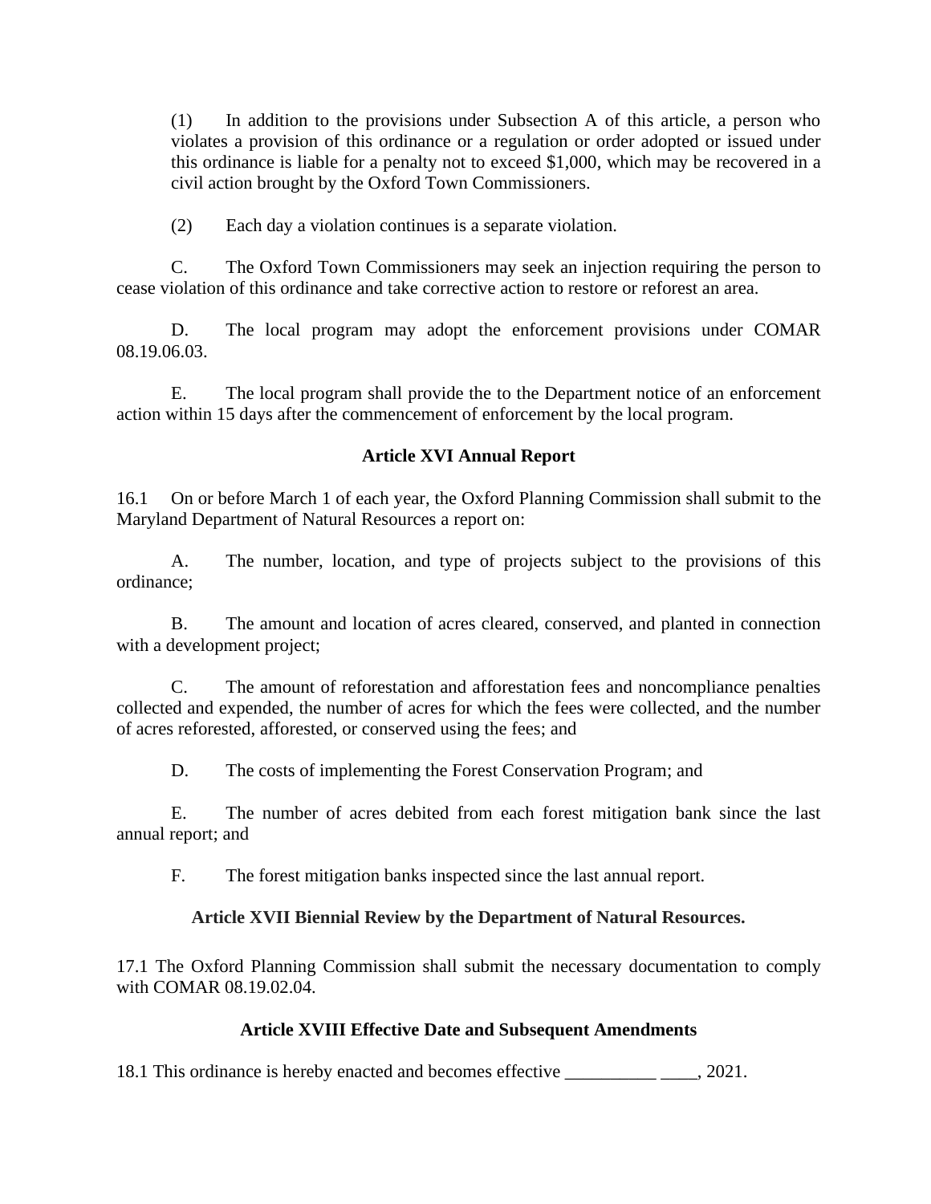(1) In addition to the provisions under Subsection A of this article, a person who violates a provision of this ordinance or a regulation or order adopted or issued under this ordinance is liable for a penalty not to exceed $1,000, which may be recovered in a civil action brought by the Oxford Town Commissioners.

(2) Each day a violation continues is a separate violation.

C. The Oxford Town Commissioners may seek an injection requiring the person to cease violation of this ordinance and take corrective action to restore or reforest an area.

D. The local program may adopt the enforcement provisions under COMAR 08.19.06.03.

E. The local program shall provide the to the Department notice of an enforcement action within 15 days after the commencement of enforcement by the local program.

**Article XVI Annual Report**

16.1 On or before March 1 of each year, the Oxford Planning Commission shall submit to the Maryland Department of Natural Resources a report on:

A. The number, location, and type of projects subject to the provisions of this ordinance;

B. The amount and location of acres cleared, conserved, and planted in connection with a development project;

C. The amount of reforestation and afforestation fees and noncompliance penalties collected and expended, the number of acres for which the fees were collected, and the number of acres reforested, afforested, or conserved using the fees; and

D. The costs of implementing the Forest Conservation Program; and

E. The number of acres debited from each forest mitigation bank since the last annual report; and

F. The forest mitigation banks inspected since the last annual report.

**Article XVII Biennial Review by the Department of Natural Resources.**

17.1 The Oxford Planning Commission shall submit the necessary documentation to comply with COMAR 08.19.02.04.

**Article XVIII Effective Date and Subsequent Amendments**

18.1 This ordinance is hereby enacted and becomes effective __________ ____, 2021.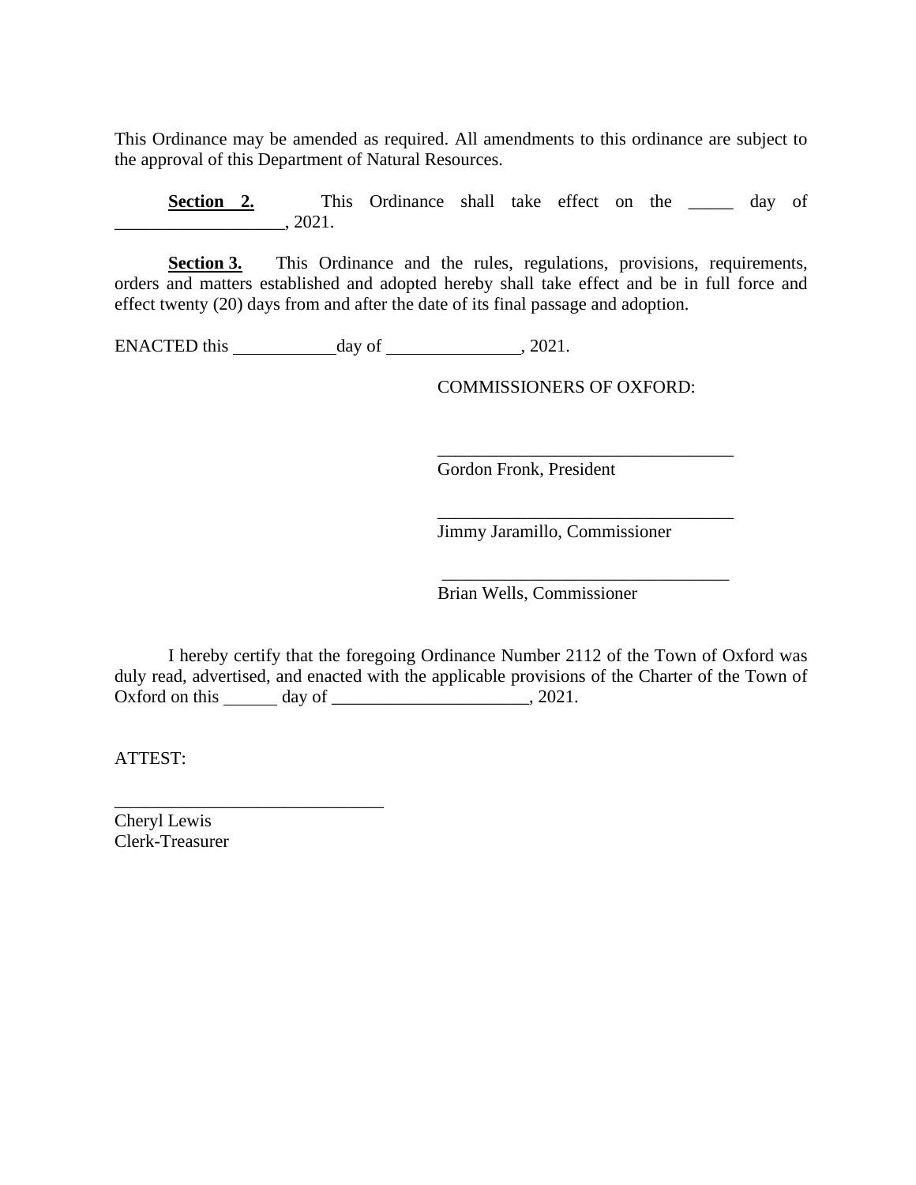This Ordinance may be amended as required. All amendments to this ordinance are subject to the approval of this Department of Natural Resources.

**Section 2.** This Ordinance shall take effect on the _____ day of ___________________, 2021.

**Section 3.** This Ordinance and the rules, regulations, provisions, requirements, orders and matters established and adopted hereby shall take effect and be in full force and effect twenty (20) days from and after the date of its final passage and adoption.

ENACTED this ____________day of _______________, 2021.

COMMISSIONERS OF OXFORD:

_________________________________
Gordon Fronk, President

_________________________________
Jimmy Jaramillo, Commissioner

_________________________________
Brian Wells, Commissioner

I hereby certify that the foregoing Ordinance Number 2112 of the Town of Oxford was duly read, advertised, and enacted with the applicable provisions of the Charter of the Town of Oxford on this ______ day of ______________________, 2021.

ATTEST:

______________________________
Cheryl Lewis
Clerk-Treasurer